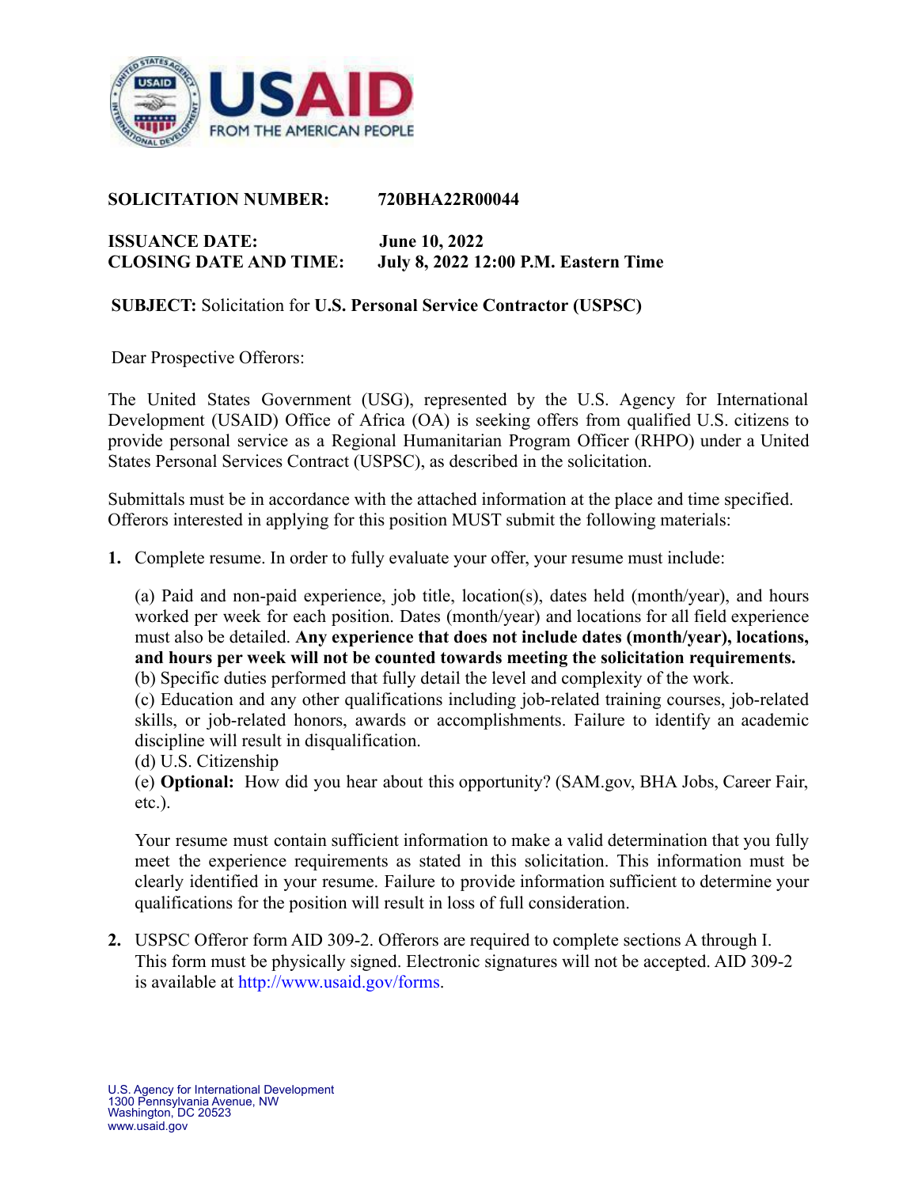**SOLICITATION NUMBER:** **720BHA22R00044**

**ISSUANCE DATE:** **June 10, 2022**
**CLOSING DATE AND TIME:** **July 8, 2022 12:00 P.M. Eastern Time**

**SUBJECT:** Solicitation for **U.S. Personal Service Contractor (USPSC)**

Dear Prospective Offerors:

The United States Government (USG), represented by the U.S. Agency for International Development (USAID) Office of Africa (OA) is seeking offers from qualified U.S. citizens to provide personal service as a Regional Humanitarian Program Officer (RHPO) under a United States Personal Services Contract (USPSC), as described in the solicitation.

Submittals must be in accordance with the attached information at the place and time specified. Offerors interested in applying for this position MUST submit the following materials:

1. Complete resume. In order to fully evaluate your offer, your resume must include:

   (a) Paid and non-paid experience, job title, location(s), dates held (month/year), and hours worked per week for each position. Dates (month/year) and locations for all field experience must also be detailed. **Any experience that does not include dates (month/year), locations, and hours per week will not be counted towards meeting the solicitation requirements.**
   (b) Specific duties performed that fully detail the level and complexity of the work.
   (c) Education and any other qualifications including job-related training courses, job-related skills, or job-related honors, awards or accomplishments. Failure to identify an academic discipline will result in disqualification.
   (d) U.S. Citizenship
   (e) **Optional:** How did you hear about this opportunity? (SAM.gov, BHA Jobs, Career Fair, etc.).

   Your resume must contain sufficient information to make a valid determination that you fully meet the experience requirements as stated in this solicitation. This information must be clearly identified in your resume. Failure to provide information sufficient to determine your qualifications for the position will result in loss of full consideration.

2. USPSC Offeror form AID 309-2. Offerors are required to complete sections A through I. This form must be physically signed. Electronic signatures will not be accepted. AID 309-2 is available at http://www.usaid.gov/forms.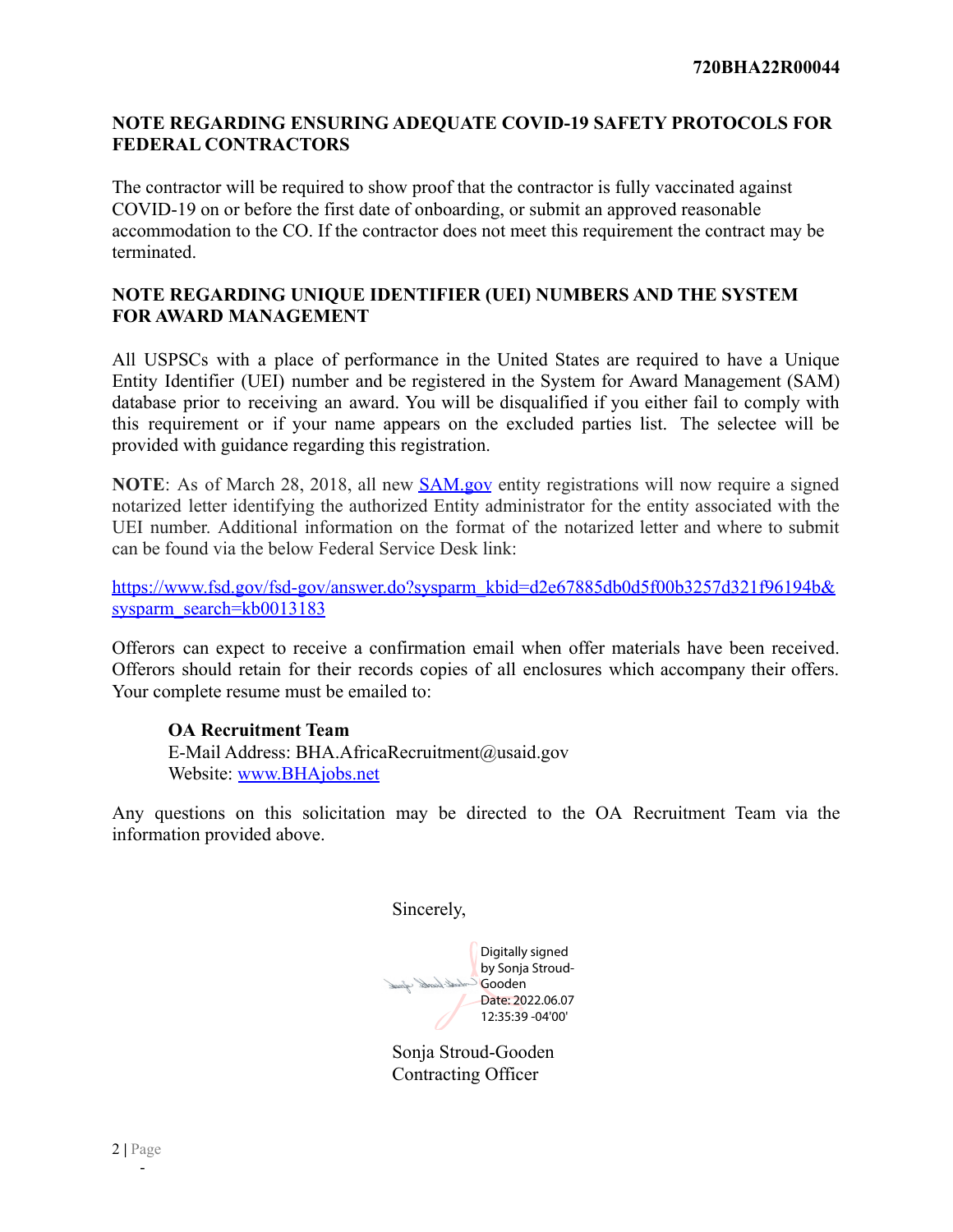## NOTE REGARDING ENSURING ADEQUATE COVID-19 SAFETY PROTOCOLS FOR FEDERAL CONTRACTORS

The contractor will be required to show proof that the contractor is fully vaccinated against COVID-19 on or before the first date of onboarding, or submit an approved reasonable accommodation to the CO. If the contractor does not meet this requirement the contract may be terminated.

## NOTE REGARDING UNIQUE IDENTIFIER (UEI) NUMBERS AND THE SYSTEM FOR AWARD MANAGEMENT

All USPSCs with a place of performance in the United States are required to have a Unique Entity Identifier (UEI) number and be registered in the System for Award Management (SAM) database prior to receiving an award. You will be disqualified if you either fail to comply with this requirement or if your name appears on the excluded parties list. The selectee will be provided with guidance regarding this registration.

**NOTE**: As of March 28, 2018, all new [SAM.gov](SAM.gov) entity registrations will now require a signed notarized letter identifying the authorized Entity administrator for the entity associated with the UEI number. Additional information on the format of the notarized letter and where to submit can be found via the below Federal Service Desk link:

[https://www.fsd.gov/fsd-gov/answer.do?sysparm_kbid=d2e67885db0d5f00b3257d321f96194b&sysparm_search=kb0013183](https://www.fsd.gov/fsd-gov/answer.do?sysparm_kbid=d2e67885db0d5f00b3257d321f96194b&sysparm_search=kb0013183)

Offerors can expect to receive a confirmation email when offer materials have been received. Offerors should retain for their records copies of all enclosures which accompany their offers. Your complete resume must be emailed to:

> **OA Recruitment Team**
> E-Mail Address: BHA.AfricaRecruitment@usaid.gov
> Website: [www.BHAjobs.net](www.BHAjobs.net)

Any questions on this solicitation may be directed to the OA Recruitment Team via the information provided above.

Sincerely,

Digitally signed by Sonja Stroud-Gooden
Date: 2022.06.07 12:35:39 -04'00'

Sonja Stroud-Gooden
Contracting Officer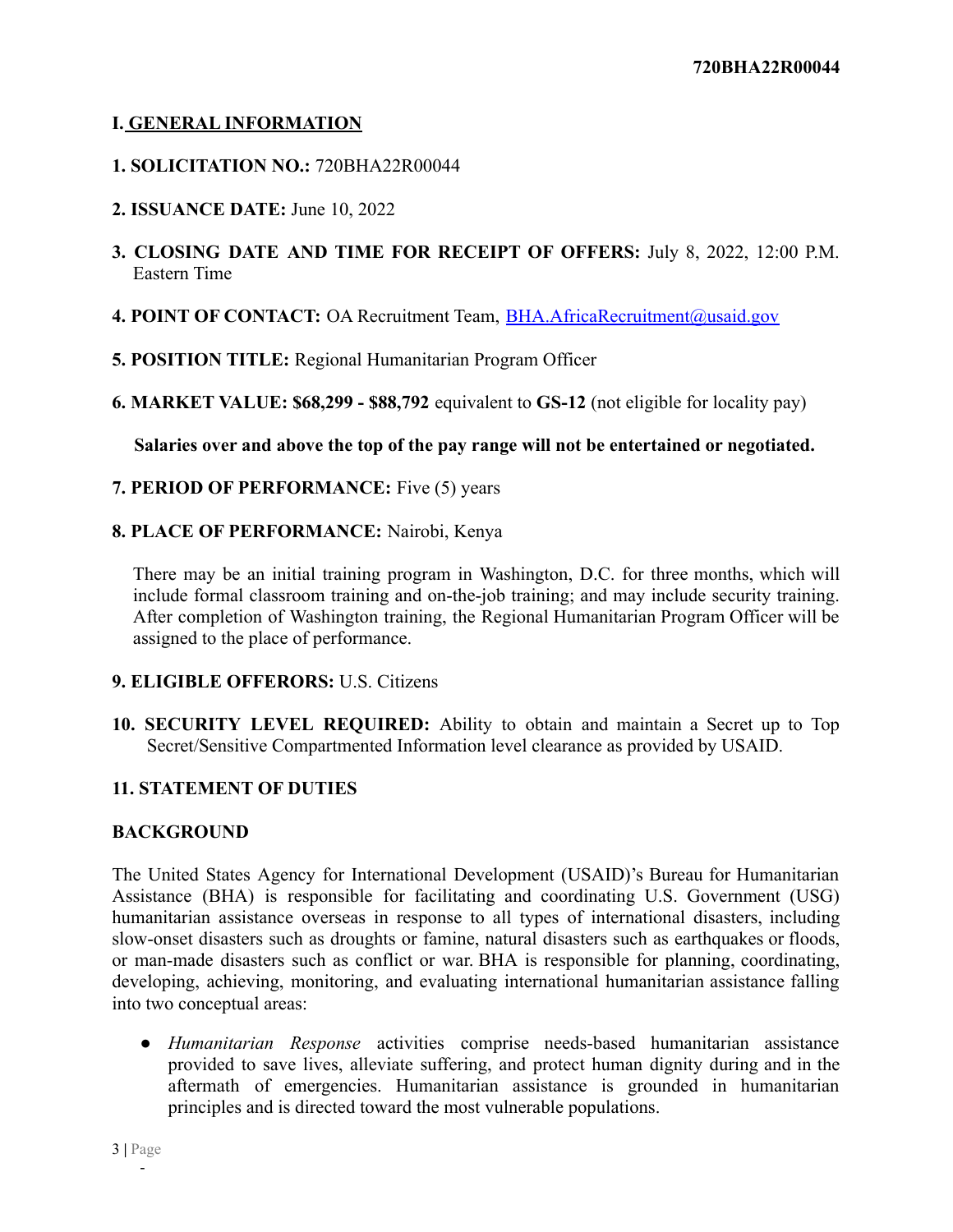## I. GENERAL INFORMATION

**1. SOLICITATION NO.:** 720BHA22R00044

**2. ISSUANCE DATE:** June 10, 2022

**3. CLOSING DATE AND TIME FOR RECEIPT OF OFFERS:** July 8, 2022, 12:00 P.M. Eastern Time

**4. POINT OF CONTACT:** OA Recruitment Team, [BHA.AfricaRecruitment@usaid.gov](mailto:BHA.AfricaRecruitment@usaid.gov)

**5. POSITION TITLE:** Regional Humanitarian Program Officer

**6. MARKET VALUE: $68,299 - $88,792** equivalent to **GS-12** (not eligible for locality pay)

**Salaries over and above the top of the pay range will not be entertained or negotiated.**

**7. PERIOD OF PERFORMANCE:** Five (5) years

**8. PLACE OF PERFORMANCE:** Nairobi, Kenya

There may be an initial training program in Washington, D.C. for three months, which will include formal classroom training and on-the-job training; and may include security training. After completion of Washington training, the Regional Humanitarian Program Officer will be assigned to the place of performance.

**9. ELIGIBLE OFFERORS:** U.S. Citizens

**10. SECURITY LEVEL REQUIRED:** Ability to obtain and maintain a Secret up to Top Secret/Sensitive Compartmented Information level clearance as provided by USAID.

**11. STATEMENT OF DUTIES**

**BACKGROUND**

The United States Agency for International Development (USAID)'s Bureau for Humanitarian Assistance (BHA) is responsible for facilitating and coordinating U.S. Government (USG) humanitarian assistance overseas in response to all types of international disasters, including slow-onset disasters such as droughts or famine, natural disasters such as earthquakes or floods, or man-made disasters such as conflict or war. BHA is responsible for planning, coordinating, developing, achieving, monitoring, and evaluating international humanitarian assistance falling into two conceptual areas:

- *Humanitarian Response* activities comprise needs-based humanitarian assistance provided to save lives, alleviate suffering, and protect human dignity during and in the aftermath of emergencies. Humanitarian assistance is grounded in humanitarian principles and is directed toward the most vulnerable populations.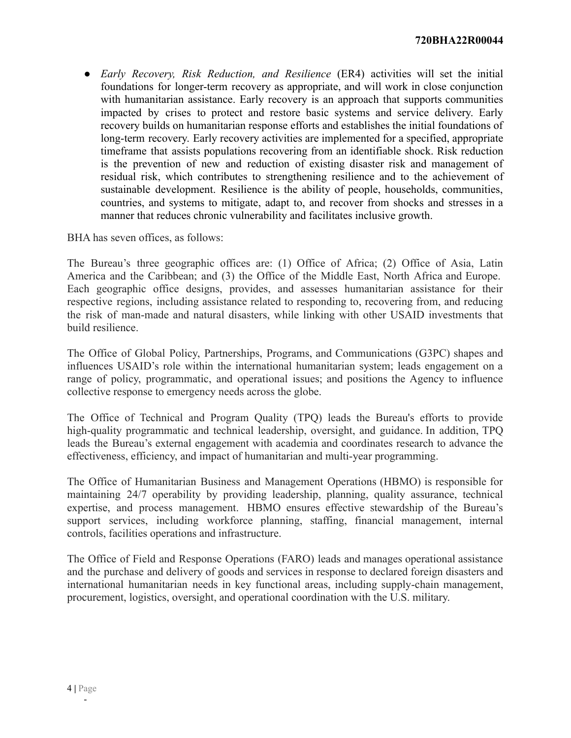- *Early Recovery, Risk Reduction, and Resilience* (ER4) activities will set the initial foundations for longer-term recovery as appropriate, and will work in close conjunction with humanitarian assistance. Early recovery is an approach that supports communities impacted by crises to protect and restore basic systems and service delivery. Early recovery builds on humanitarian response efforts and establishes the initial foundations of long-term recovery. Early recovery activities are implemented for a specified, appropriate timeframe that assists populations recovering from an identifiable shock. Risk reduction is the prevention of new and reduction of existing disaster risk and management of residual risk, which contributes to strengthening resilience and to the achievement of sustainable development. Resilience is the ability of people, households, communities, countries, and systems to mitigate, adapt to, and recover from shocks and stresses in a manner that reduces chronic vulnerability and facilitates inclusive growth.

BHA has seven offices, as follows:

The Bureau's three geographic offices are: (1) Office of Africa; (2) Office of Asia, Latin America and the Caribbean; and (3) the Office of the Middle East, North Africa and Europe. Each geographic office designs, provides, and assesses humanitarian assistance for their respective regions, including assistance related to responding to, recovering from, and reducing the risk of man-made and natural disasters, while linking with other USAID investments that build resilience.

The Office of Global Policy, Partnerships, Programs, and Communications (G3PC) shapes and influences USAID's role within the international humanitarian system; leads engagement on a range of policy, programmatic, and operational issues; and positions the Agency to influence collective response to emergency needs across the globe.

The Office of Technical and Program Quality (TPQ) leads the Bureau's efforts to provide high-quality programmatic and technical leadership, oversight, and guidance. In addition, TPQ leads the Bureau's external engagement with academia and coordinates research to advance the effectiveness, efficiency, and impact of humanitarian and multi-year programming.

The Office of Humanitarian Business and Management Operations (HBMO) is responsible for maintaining 24/7 operability by providing leadership, planning, quality assurance, technical expertise, and process management. HBMO ensures effective stewardship of the Bureau's support services, including workforce planning, staffing, financial management, internal controls, facilities operations and infrastructure.

The Office of Field and Response Operations (FARO) leads and manages operational assistance and the purchase and delivery of goods and services in response to declared foreign disasters and international humanitarian needs in key functional areas, including supply-chain management, procurement, logistics, oversight, and operational coordination with the U.S. military.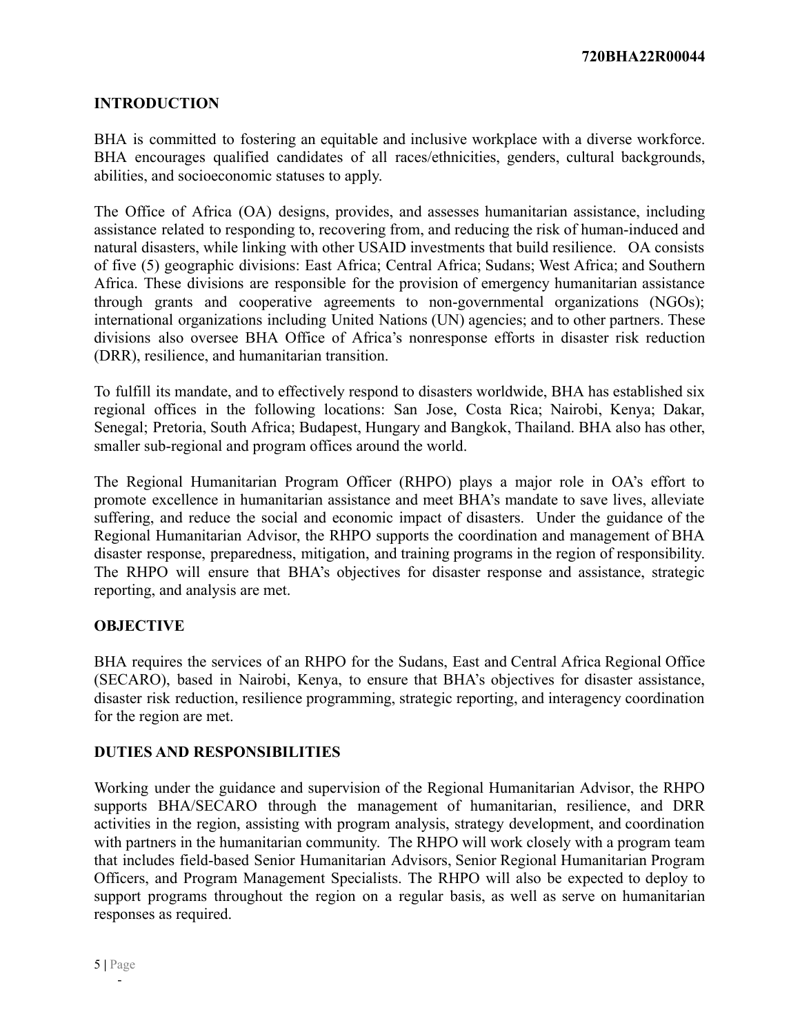## INTRODUCTION

BHA is committed to fostering an equitable and inclusive workplace with a diverse workforce. BHA encourages qualified candidates of all races/ethnicities, genders, cultural backgrounds, abilities, and socioeconomic statuses to apply.

The Office of Africa (OA) designs, provides, and assesses humanitarian assistance, including assistance related to responding to, recovering from, and reducing the risk of human-induced and natural disasters, while linking with other USAID investments that build resilience. OA consists of five (5) geographic divisions: East Africa; Central Africa; Sudans; West Africa; and Southern Africa. These divisions are responsible for the provision of emergency humanitarian assistance through grants and cooperative agreements to non-governmental organizations (NGOs); international organizations including United Nations (UN) agencies; and to other partners. These divisions also oversee BHA Office of Africa's nonresponse efforts in disaster risk reduction (DRR), resilience, and humanitarian transition.

To fulfill its mandate, and to effectively respond to disasters worldwide, BHA has established six regional offices in the following locations: San Jose, Costa Rica; Nairobi, Kenya; Dakar, Senegal; Pretoria, South Africa; Budapest, Hungary and Bangkok, Thailand. BHA also has other, smaller sub-regional and program offices around the world.

The Regional Humanitarian Program Officer (RHPO) plays a major role in OA's effort to promote excellence in humanitarian assistance and meet BHA's mandate to save lives, alleviate suffering, and reduce the social and economic impact of disasters. Under the guidance of the Regional Humanitarian Advisor, the RHPO supports the coordination and management of BHA disaster response, preparedness, mitigation, and training programs in the region of responsibility. The RHPO will ensure that BHA's objectives for disaster response and assistance, strategic reporting, and analysis are met.

## OBJECTIVE

BHA requires the services of an RHPO for the Sudans, East and Central Africa Regional Office (SECARO), based in Nairobi, Kenya, to ensure that BHA's objectives for disaster assistance, disaster risk reduction, resilience programming, strategic reporting, and interagency coordination for the region are met.

## DUTIES AND RESPONSIBILITIES

Working under the guidance and supervision of the Regional Humanitarian Advisor, the RHPO supports BHA/SECARO through the management of humanitarian, resilience, and DRR activities in the region, assisting with program analysis, strategy development, and coordination with partners in the humanitarian community. The RHPO will work closely with a program team that includes field-based Senior Humanitarian Advisors, Senior Regional Humanitarian Program Officers, and Program Management Specialists. The RHPO will also be expected to deploy to support programs throughout the region on a regular basis, as well as serve on humanitarian responses as required.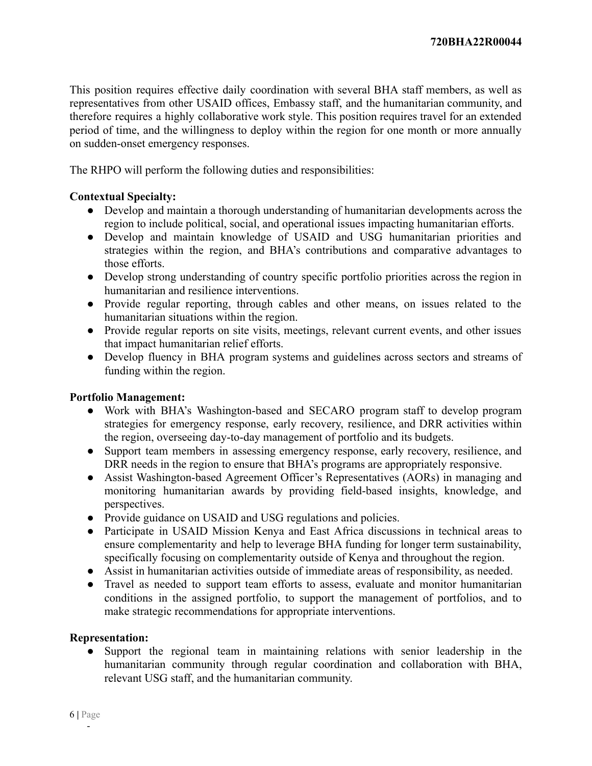This position requires effective daily coordination with several BHA staff members, as well as representatives from other USAID offices, Embassy staff, and the humanitarian community, and therefore requires a highly collaborative work style. This position requires travel for an extended period of time, and the willingness to deploy within the region for one month or more annually on sudden-onset emergency responses.

The RHPO will perform the following duties and responsibilities:

**Contextual Specialty:**

- Develop and maintain a thorough understanding of humanitarian developments across the region to include political, social, and operational issues impacting humanitarian efforts.
- Develop and maintain knowledge of USAID and USG humanitarian priorities and strategies within the region, and BHA's contributions and comparative advantages to those efforts.
- Develop strong understanding of country specific portfolio priorities across the region in humanitarian and resilience interventions.
- Provide regular reporting, through cables and other means, on issues related to the humanitarian situations within the region.
- Provide regular reports on site visits, meetings, relevant current events, and other issues that impact humanitarian relief efforts.
- Develop fluency in BHA program systems and guidelines across sectors and streams of funding within the region.

**Portfolio Management:**

- Work with BHA's Washington-based and SECARO program staff to develop program strategies for emergency response, early recovery, resilience, and DRR activities within the region, overseeing day-to-day management of portfolio and its budgets.
- Support team members in assessing emergency response, early recovery, resilience, and DRR needs in the region to ensure that BHA's programs are appropriately responsive.
- Assist Washington-based Agreement Officer's Representatives (AORs) in managing and monitoring humanitarian awards by providing field-based insights, knowledge, and perspectives.
- Provide guidance on USAID and USG regulations and policies.
- Participate in USAID Mission Kenya and East Africa discussions in technical areas to ensure complementarity and help to leverage BHA funding for longer term sustainability, specifically focusing on complementarity outside of Kenya and throughout the region.
- Assist in humanitarian activities outside of immediate areas of responsibility, as needed.
- Travel as needed to support team efforts to assess, evaluate and monitor humanitarian conditions in the assigned portfolio, to support the management of portfolios, and to make strategic recommendations for appropriate interventions.

**Representation:**

- Support the regional team in maintaining relations with senior leadership in the humanitarian community through regular coordination and collaboration with BHA, relevant USG staff, and the humanitarian community.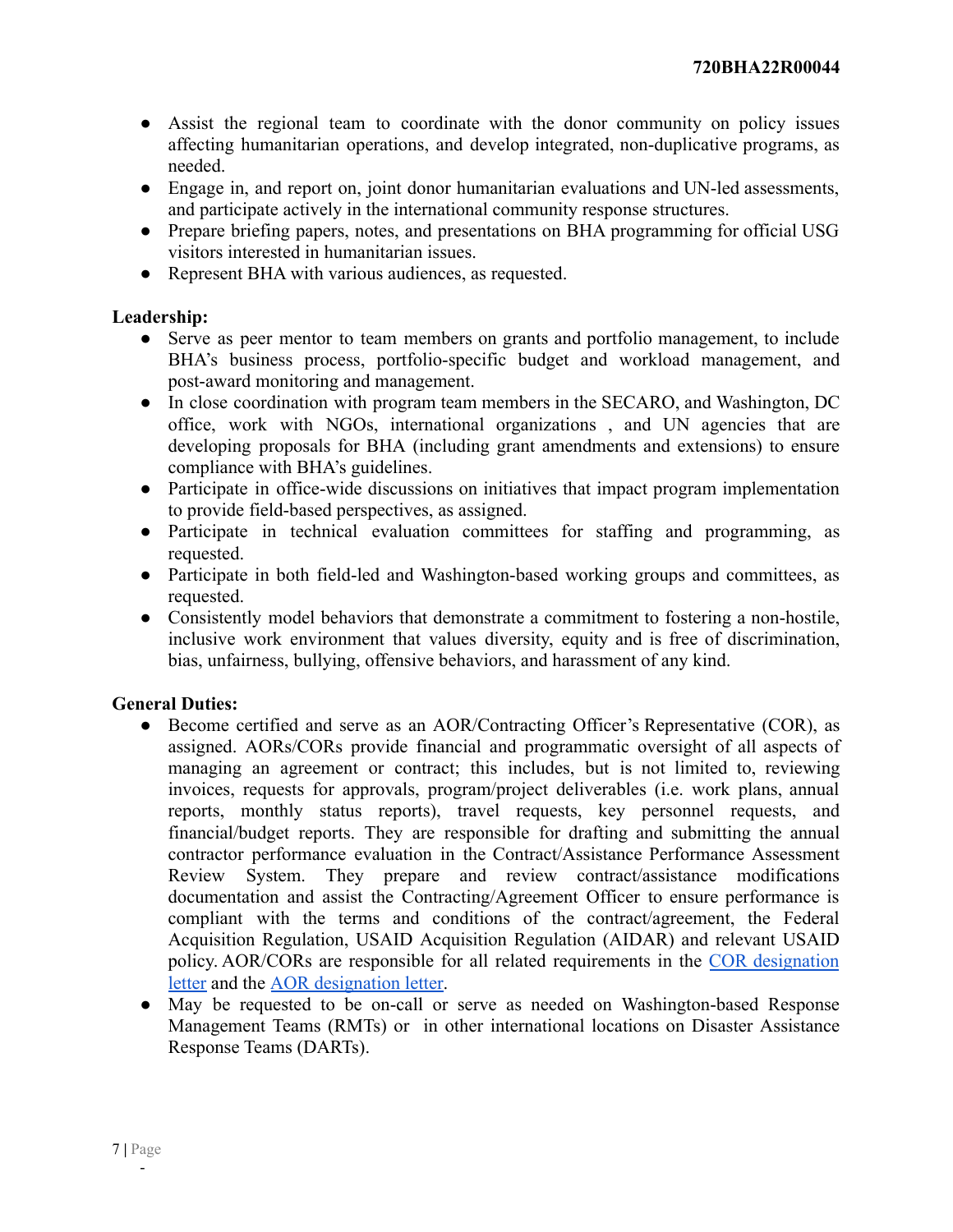- Assist the regional team to coordinate with the donor community on policy issues affecting humanitarian operations, and develop integrated, non-duplicative programs, as needed.
- Engage in, and report on, joint donor humanitarian evaluations and UN-led assessments, and participate actively in the international community response structures.
- Prepare briefing papers, notes, and presentations on BHA programming for official USG visitors interested in humanitarian issues.
- Represent BHA with various audiences, as requested.

**Leadership:**

- Serve as peer mentor to team members on grants and portfolio management, to include BHA's business process, portfolio-specific budget and workload management, and post-award monitoring and management.
- In close coordination with program team members in the SECARO, and Washington, DC office, work with NGOs, international organizations , and UN agencies that are developing proposals for BHA (including grant amendments and extensions) to ensure compliance with BHA's guidelines.
- Participate in office-wide discussions on initiatives that impact program implementation to provide field-based perspectives, as assigned.
- Participate in technical evaluation committees for staffing and programming, as requested.
- Participate in both field-led and Washington-based working groups and committees, as requested.
- Consistently model behaviors that demonstrate a commitment to fostering a non-hostile, inclusive work environment that values diversity, equity and is free of discrimination, bias, unfairness, bullying, offensive behaviors, and harassment of any kind.

**General Duties:**

- Become certified and serve as an AOR/Contracting Officer's Representative (COR), as assigned. AORs/CORs provide financial and programmatic oversight of all aspects of managing an agreement or contract; this includes, but is not limited to, reviewing invoices, requests for approvals, program/project deliverables (i.e. work plans, annual reports, monthly status reports), travel requests, key personnel requests, and financial/budget reports. They are responsible for drafting and submitting the annual contractor performance evaluation in the Contract/Assistance Performance Assessment Review System. They prepare and review contract/assistance modifications documentation and assist the Contracting/Agreement Officer to ensure performance is compliant with the terms and conditions of the contract/agreement, the Federal Acquisition Regulation, USAID Acquisition Regulation (AIDAR) and relevant USAID policy. AOR/CORs are responsible for all related requirements in the COR designation letter and the AOR designation letter.
- May be requested to be on-call or serve as needed on Washington-based Response Management Teams (RMTs) or in other international locations on Disaster Assistance Response Teams (DARTs).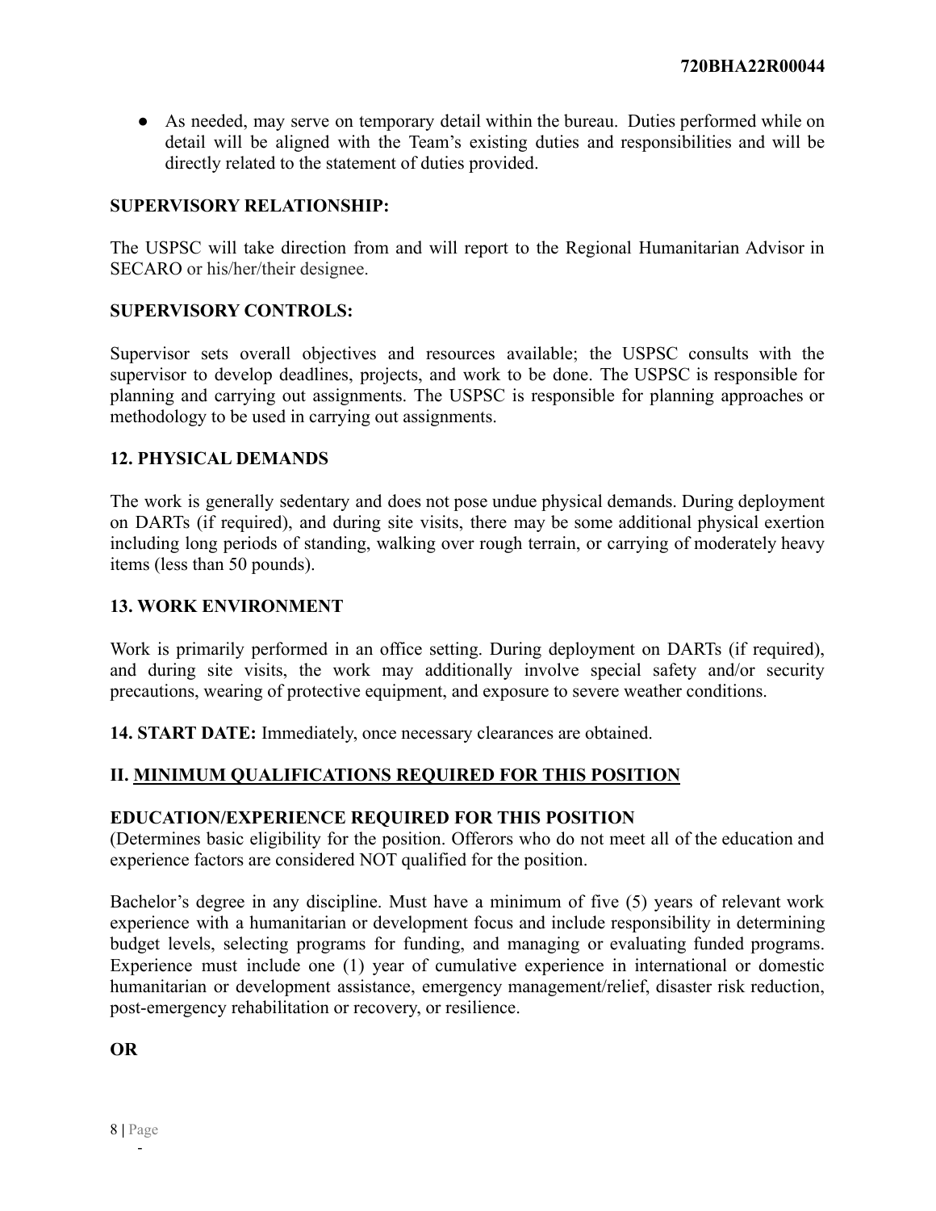- As needed, may serve on temporary detail within the bureau. Duties performed while on detail will be aligned with the Team's existing duties and responsibilities and will be directly related to the statement of duties provided.

**SUPERVISORY RELATIONSHIP:**

The USPSC will take direction from and will report to the Regional Humanitarian Advisor in SECARO or his/her/their designee.

**SUPERVISORY CONTROLS:**

Supervisor sets overall objectives and resources available; the USPSC consults with the supervisor to develop deadlines, projects, and work to be done. The USPSC is responsible for planning and carrying out assignments. The USPSC is responsible for planning approaches or methodology to be used in carrying out assignments.

**12. PHYSICAL DEMANDS**

The work is generally sedentary and does not pose undue physical demands. During deployment on DARTs (if required), and during site visits, there may be some additional physical exertion including long periods of standing, walking over rough terrain, or carrying of moderately heavy items (less than 50 pounds).

**13. WORK ENVIRONMENT**

Work is primarily performed in an office setting. During deployment on DARTs (if required), and during site visits, the work may additionally involve special safety and/or security precautions, wearing of protective equipment, and exposure to severe weather conditions.

**14. START DATE:** Immediately, once necessary clearances are obtained.

## II. MINIMUM QUALIFICATIONS REQUIRED FOR THIS POSITION

**EDUCATION/EXPERIENCE REQUIRED FOR THIS POSITION**
(Determines basic eligibility for the position. Offerors who do not meet all of the education and experience factors are considered NOT qualified for the position.

Bachelor's degree in any discipline. Must have a minimum of five (5) years of relevant work experience with a humanitarian or development focus and include responsibility in determining budget levels, selecting programs for funding, and managing or evaluating funded programs. Experience must include one (1) year of cumulative experience in international or domestic humanitarian or development assistance, emergency management/relief, disaster risk reduction, post-emergency rehabilitation or recovery, or resilience.

**OR**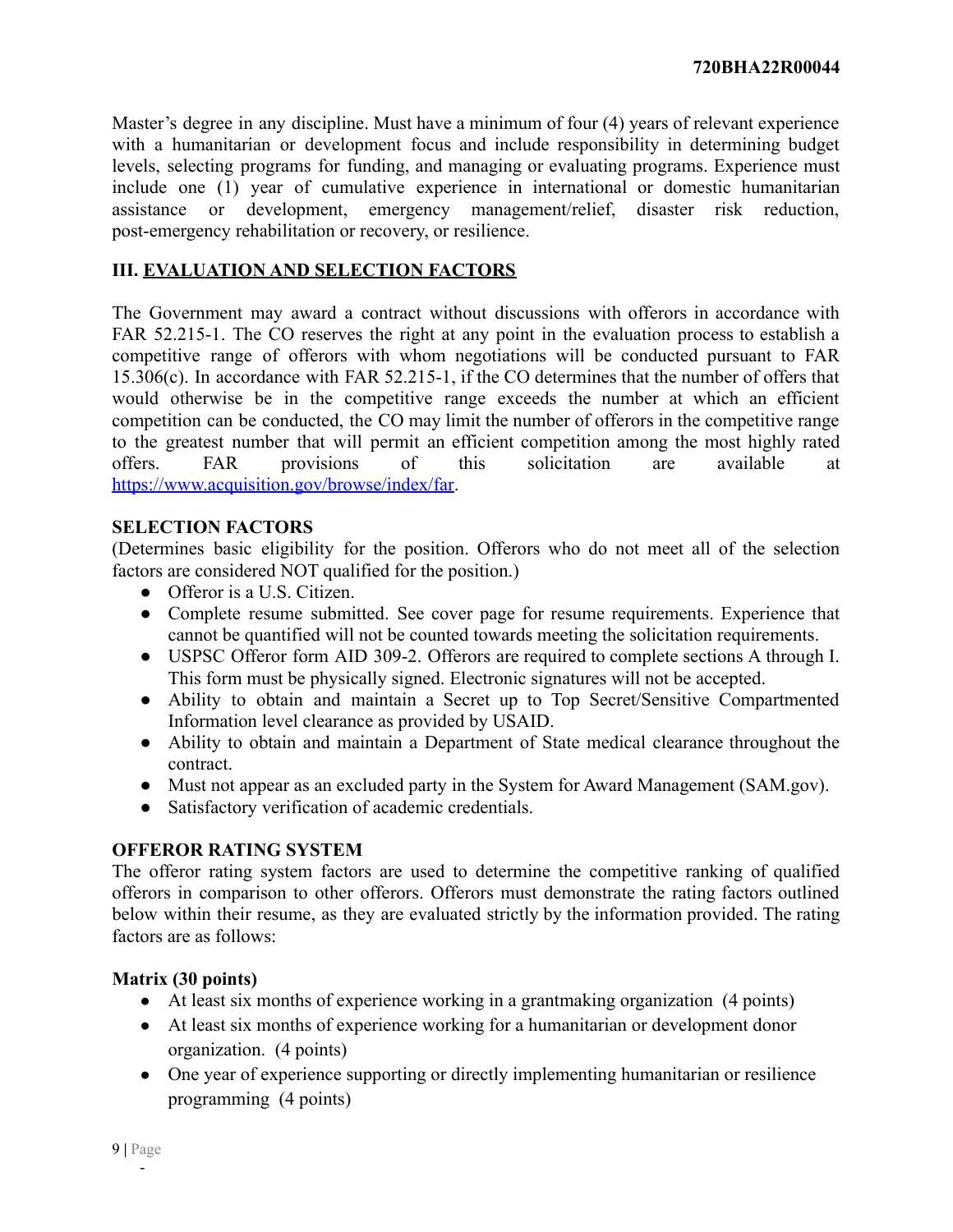Master's degree in any discipline. Must have a minimum of four (4) years of relevant experience with a humanitarian or development focus and include responsibility in determining budget levels, selecting programs for funding, and managing or evaluating programs. Experience must include one (1) year of cumulative experience in international or domestic humanitarian assistance or development, emergency management/relief, disaster risk reduction, post-emergency rehabilitation or recovery, or resilience.

## III. EVALUATION AND SELECTION FACTORS

The Government may award a contract without discussions with offerors in accordance with FAR 52.215-1. The CO reserves the right at any point in the evaluation process to establish a competitive range of offerors with whom negotiations will be conducted pursuant to FAR 15.306(c). In accordance with FAR 52.215-1, if the CO determines that the number of offers that would otherwise be in the competitive range exceeds the number at which an efficient competition can be conducted, the CO may limit the number of offerors in the competitive range to the greatest number that will permit an efficient competition among the most highly rated offers. FAR provisions of this solicitation are available at https://www.acquisition.gov/browse/index/far.

### SELECTION FACTORS

(Determines basic eligibility for the position. Offerors who do not meet all of the selection factors are considered NOT qualified for the position.)

- Offeror is a U.S. Citizen.
- Complete resume submitted. See cover page for resume requirements. Experience that cannot be quantified will not be counted towards meeting the solicitation requirements.
- USPSC Offeror form AID 309-2. Offerors are required to complete sections A through I. This form must be physically signed. Electronic signatures will not be accepted.
- Ability to obtain and maintain a Secret up to Top Secret/Sensitive Compartmented Information level clearance as provided by USAID.
- Ability to obtain and maintain a Department of State medical clearance throughout the contract.
- Must not appear as an excluded party in the System for Award Management (SAM.gov).
- Satisfactory verification of academic credentials.

### OFFEROR RATING SYSTEM

The offeror rating system factors are used to determine the competitive ranking of qualified offerors in comparison to other offerors. Offerors must demonstrate the rating factors outlined below within their resume, as they are evaluated strictly by the information provided. The rating factors are as follows:

**Matrix (30 points)**

- At least six months of experience working in a grantmaking organization (4 points)
- At least six months of experience working for a humanitarian or development donor organization. (4 points)
- One year of experience supporting or directly implementing humanitarian or resilience programming (4 points)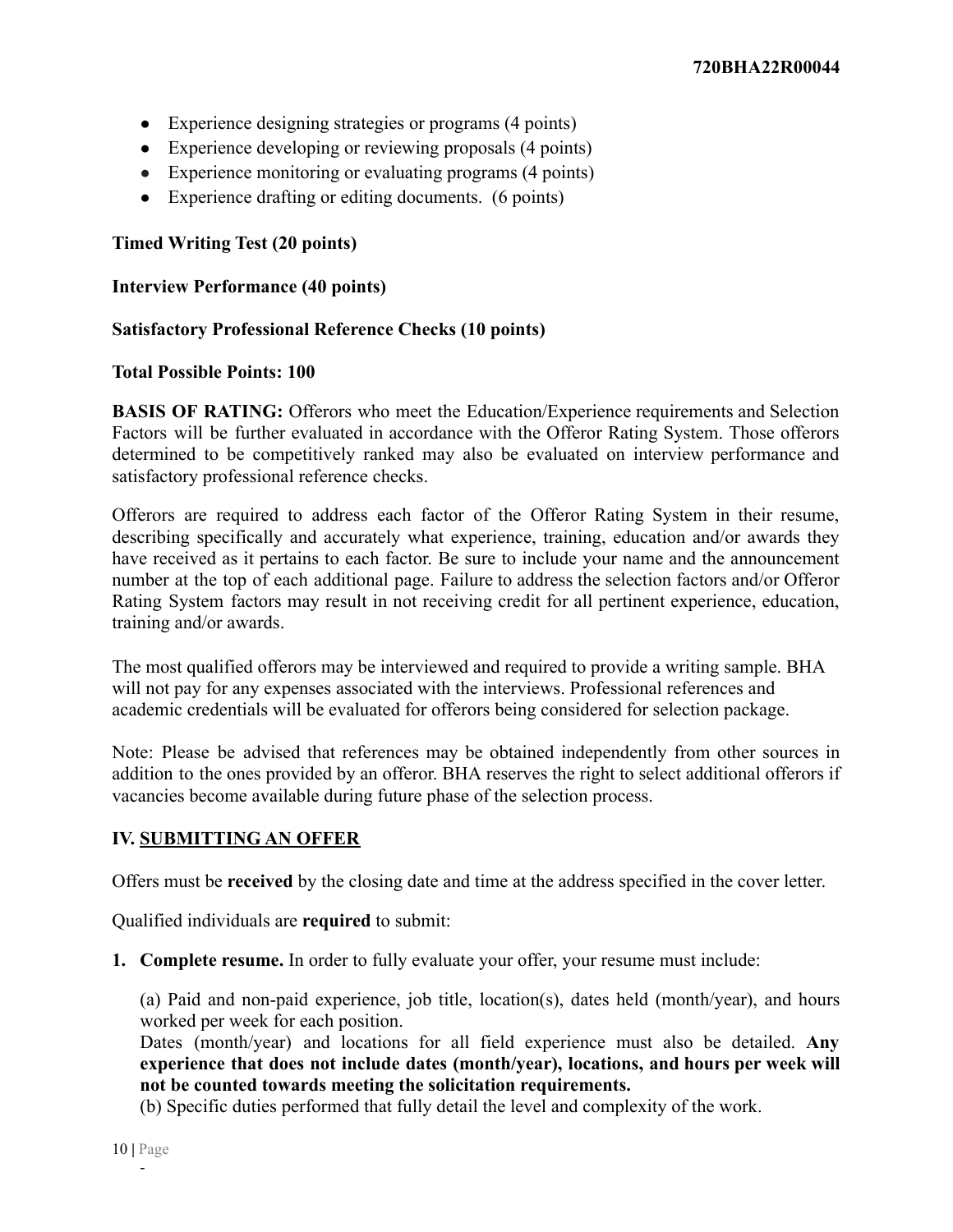- Experience designing strategies or programs (4 points)
- Experience developing or reviewing proposals (4 points)
- Experience monitoring or evaluating programs (4 points)
- Experience drafting or editing documents. (6 points)

**Timed Writing Test (20 points)**

**Interview Performance (40 points)**

**Satisfactory Professional Reference Checks (10 points)**

**Total Possible Points: 100**

**BASIS OF RATING:** Offerors who meet the Education/Experience requirements and Selection Factors will be further evaluated in accordance with the Offeror Rating System. Those offerors determined to be competitively ranked may also be evaluated on interview performance and satisfactory professional reference checks.

Offerors are required to address each factor of the Offeror Rating System in their resume, describing specifically and accurately what experience, training, education and/or awards they have received as it pertains to each factor. Be sure to include your name and the announcement number at the top of each additional page. Failure to address the selection factors and/or Offeror Rating System factors may result in not receiving credit for all pertinent experience, education, training and/or awards.

The most qualified offerors may be interviewed and required to provide a writing sample. BHA will not pay for any expenses associated with the interviews. Professional references and academic credentials will be evaluated for offerors being considered for selection package.

Note: Please be advised that references may be obtained independently from other sources in addition to the ones provided by an offeror. BHA reserves the right to select additional offerors if vacancies become available during future phase of the selection process.

## IV. SUBMITTING AN OFFER

Offers must be **received** by the closing date and time at the address specified in the cover letter.

Qualified individuals are **required** to submit:

1. **Complete resume.** In order to fully evaluate your offer, your resume must include:

   (a) Paid and non-paid experience, job title, location(s), dates held (month/year), and hours worked per week for each position.
   Dates (month/year) and locations for all field experience must also be detailed. **Any experience that does not include dates (month/year), locations, and hours per week will not be counted towards meeting the solicitation requirements.**
   (b) Specific duties performed that fully detail the level and complexity of the work.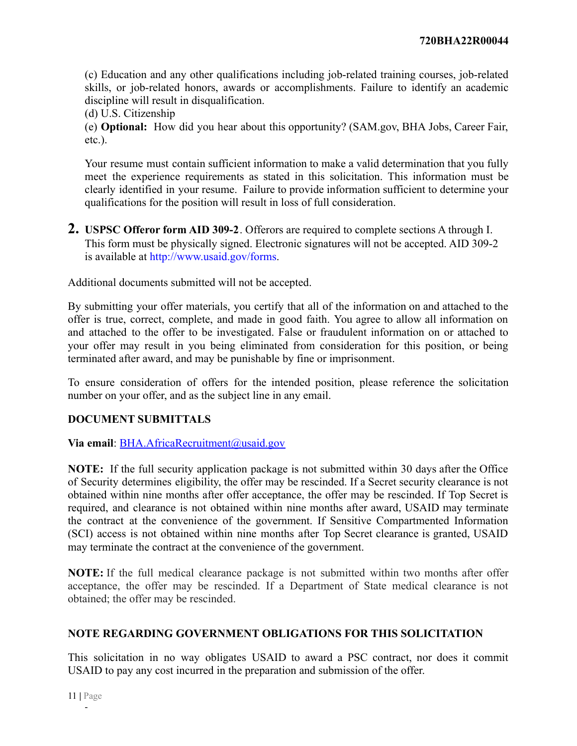(c) Education and any other qualifications including job-related training courses, job-related skills, or job-related honors, awards or accomplishments. Failure to identify an academic discipline will result in disqualification.
(d) U.S. Citizenship
(e) **Optional:** How did you hear about this opportunity? (SAM.gov, BHA Jobs, Career Fair, etc.).

Your resume must contain sufficient information to make a valid determination that you fully meet the experience requirements as stated in this solicitation. This information must be clearly identified in your resume. Failure to provide information sufficient to determine your qualifications for the position will result in loss of full consideration.

2. **USPSC Offeror form AID 309-2**. Offerors are required to complete sections A through I. This form must be physically signed. Electronic signatures will not be accepted. AID 309-2 is available at http://www.usaid.gov/forms.

Additional documents submitted will not be accepted.

By submitting your offer materials, you certify that all of the information on and attached to the offer is true, correct, complete, and made in good faith. You agree to allow all information on and attached to the offer to be investigated. False or fraudulent information on or attached to your offer may result in you being eliminated from consideration for this position, or being terminated after award, and may be punishable by fine or imprisonment.

To ensure consideration of offers for the intended position, please reference the solicitation number on your offer, and as the subject line in any email.

**DOCUMENT SUBMITTALS**

**Via email**: BHA.AfricaRecruitment@usaid.gov

**NOTE:** If the full security application package is not submitted within 30 days after the Office of Security determines eligibility, the offer may be rescinded. If a Secret security clearance is not obtained within nine months after offer acceptance, the offer may be rescinded. If Top Secret is required, and clearance is not obtained within nine months after award, USAID may terminate the contract at the convenience of the government. If Sensitive Compartmented Information (SCI) access is not obtained within nine months after Top Secret clearance is granted, USAID may terminate the contract at the convenience of the government.

**NOTE:** If the full medical clearance package is not submitted within two months after offer acceptance, the offer may be rescinded. If a Department of State medical clearance is not obtained; the offer may be rescinded.

**NOTE REGARDING GOVERNMENT OBLIGATIONS FOR THIS SOLICITATION**

This solicitation in no way obligates USAID to award a PSC contract, nor does it commit USAID to pay any cost incurred in the preparation and submission of the offer.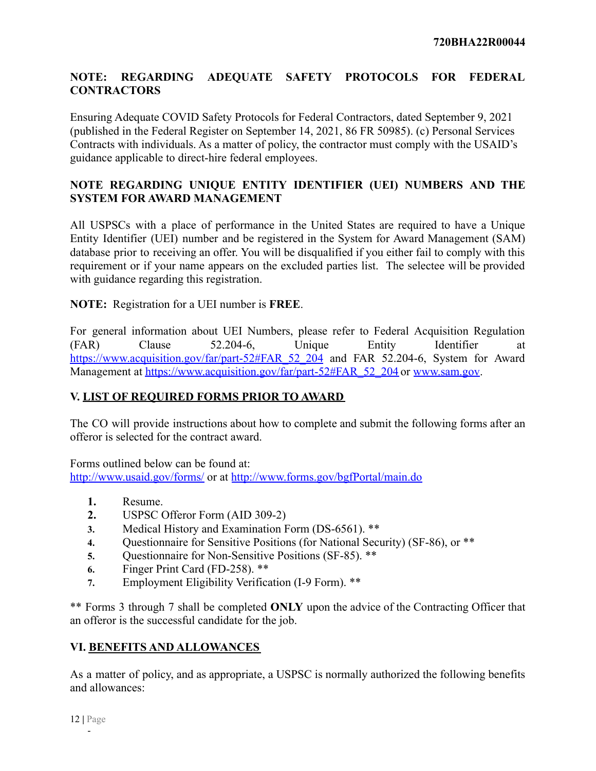**NOTE: REGARDING ADEQUATE SAFETY PROTOCOLS FOR FEDERAL CONTRACTORS**

Ensuring Adequate COVID Safety Protocols for Federal Contractors, dated September 9, 2021 (published in the Federal Register on September 14, 2021, 86 FR 50985). (c) Personal Services Contracts with individuals. As a matter of policy, the contractor must comply with the USAID's guidance applicable to direct-hire federal employees.

**NOTE REGARDING UNIQUE ENTITY IDENTIFIER (UEI) NUMBERS AND THE SYSTEM FOR AWARD MANAGEMENT**

All USPSCs with a place of performance in the United States are required to have a Unique Entity Identifier (UEI) number and be registered in the System for Award Management (SAM) database prior to receiving an offer. You will be disqualified if you either fail to comply with this requirement or if your name appears on the excluded parties list. The selectee will be provided with guidance regarding this registration.

**NOTE:** Registration for a UEI number is **FREE**.

For general information about UEI Numbers, please refer to Federal Acquisition Regulation (FAR) Clause 52.204-6, Unique Entity Identifier at https://www.acquisition.gov/far/part-52#FAR_52_204 and FAR 52.204-6, System for Award Management at https://www.acquisition.gov/far/part-52#FAR_52_204 or www.sam.gov.

## V. LIST OF REQUIRED FORMS PRIOR TO AWARD

The CO will provide instructions about how to complete and submit the following forms after an offeror is selected for the contract award.

Forms outlined below can be found at:
http://www.usaid.gov/forms/ or at http://www.forms.gov/bgfPortal/main.do

1. Resume.
2. USPSC Offeror Form (AID 309-2)
3. Medical History and Examination Form (DS-6561). **
4. Questionnaire for Sensitive Positions (for National Security) (SF-86), or **
5. Questionnaire for Non-Sensitive Positions (SF-85). **
6. Finger Print Card (FD-258). **
7. Employment Eligibility Verification (I-9 Form). **

** Forms 3 through 7 shall be completed **ONLY** upon the advice of the Contracting Officer that an offeror is the successful candidate for the job.

## VI. BENEFITS AND ALLOWANCES

As a matter of policy, and as appropriate, a USPSC is normally authorized the following benefits and allowances: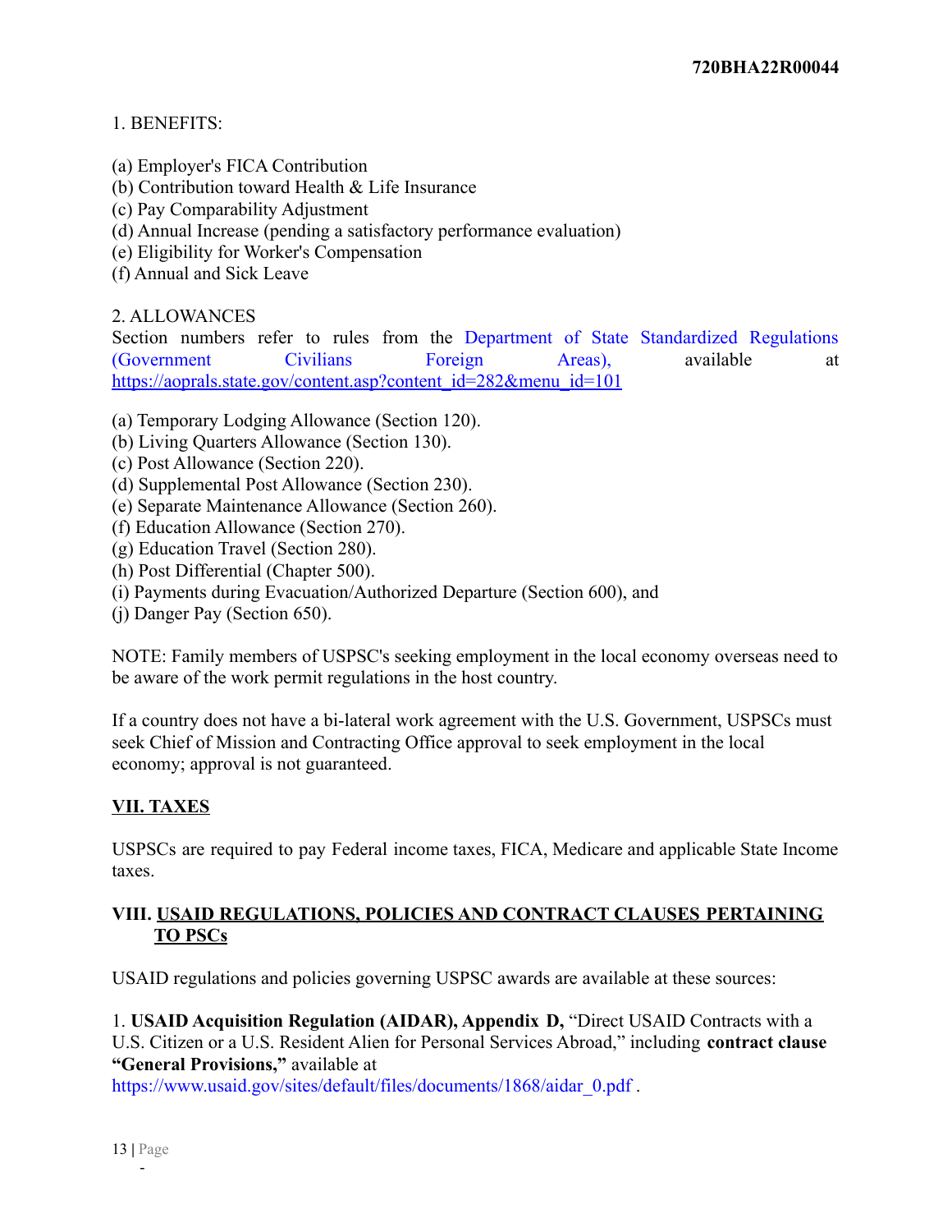1. BENEFITS:

(a) Employer's FICA Contribution
(b) Contribution toward Health & Life Insurance
(c) Pay Comparability Adjustment
(d) Annual Increase (pending a satisfactory performance evaluation)
(e) Eligibility for Worker's Compensation
(f) Annual and Sick Leave

2. ALLOWANCES

Section numbers refer to rules from the Department of State Standardized Regulations (Government Civilians Foreign Areas), available at https://aoprals.state.gov/content.asp?content_id=282&menu_id=101

(a) Temporary Lodging Allowance (Section 120).
(b) Living Quarters Allowance (Section 130).
(c) Post Allowance (Section 220).
(d) Supplemental Post Allowance (Section 230).
(e) Separate Maintenance Allowance (Section 260).
(f) Education Allowance (Section 270).
(g) Education Travel (Section 280).
(h) Post Differential (Chapter 500).
(i) Payments during Evacuation/Authorized Departure (Section 600), and
(j) Danger Pay (Section 650).

NOTE: Family members of USPSC's seeking employment in the local economy overseas need to be aware of the work permit regulations in the host country.

If a country does not have a bi-lateral work agreement with the U.S. Government, USPSCs must seek Chief of Mission and Contracting Office approval to seek employment in the local economy; approval is not guaranteed.

## VII. TAXES

USPSCs are required to pay Federal income taxes, FICA, Medicare and applicable State Income taxes.

## VIII. USAID REGULATIONS, POLICIES AND CONTRACT CLAUSES PERTAINING TO PSCs

USAID regulations and policies governing USPSC awards are available at these sources:

1. **USAID Acquisition Regulation (AIDAR), Appendix D,** "Direct USAID Contracts with a U.S. Citizen or a U.S. Resident Alien for Personal Services Abroad," including **contract clause "General Provisions,"** available at https://www.usaid.gov/sites/default/files/documents/1868/aidar_0.pdf .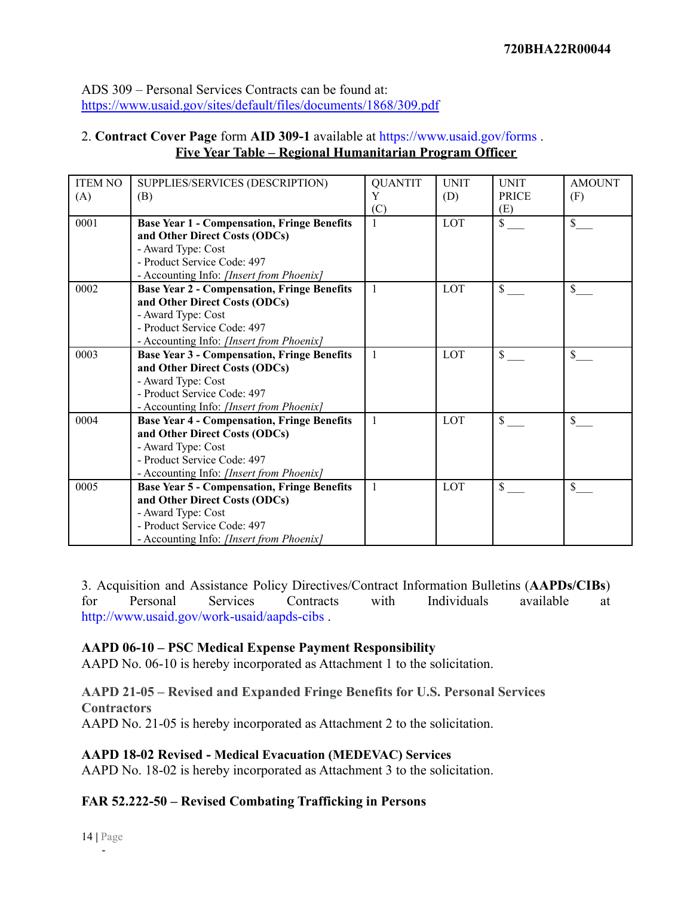ADS 309 – Personal Services Contracts can be found at: https://www.usaid.gov/sites/default/files/documents/1868/309.pdf

2. **Contract Cover Page** form **AID 309-1** available at https://www.usaid.gov/forms .

**Five Year Table – Regional Humanitarian Program Officer**

| ITEM NO (A) | SUPPLIES/SERVICES (DESCRIPTION) (B) | QUANTITY (C) | UNIT (D) | UNIT PRICE (E) | AMOUNT (F) |
|---|---|---|---|---|---|
| 0001 | **Base Year 1 - Compensation, Fringe Benefits and Other Direct Costs (ODCs)**<br>- Award Type: Cost<br>- Product Service Code: 497<br>- Accounting Info: *[Insert from Phoenix]* | 1 | LOT | $ ___ | $___ |
| 0002 | **Base Year 2 - Compensation, Fringe Benefits and Other Direct Costs (ODCs)**<br>- Award Type: Cost<br>- Product Service Code: 497<br>- Accounting Info: *[Insert from Phoenix]* | 1 | LOT | $ ___ | $___ |
| 0003 | **Base Year 3 - Compensation, Fringe Benefits and Other Direct Costs (ODCs)**<br>- Award Type: Cost<br>- Product Service Code: 497<br>- Accounting Info: *[Insert from Phoenix]* | 1 | LOT | $ ___ | $___ |
| 0004 | **Base Year 4 - Compensation, Fringe Benefits and Other Direct Costs (ODCs)**<br>- Award Type: Cost<br>- Product Service Code: 497<br>- Accounting Info: *[Insert from Phoenix]* | 1 | LOT | $ ___ | $___ |
| 0005 | **Base Year 5 - Compensation, Fringe Benefits and Other Direct Costs (ODCs)**<br>- Award Type: Cost<br>- Product Service Code: 497<br>- Accounting Info: *[Insert from Phoenix]* | 1 | LOT | $ ___ | $___ |

3. Acquisition and Assistance Policy Directives/Contract Information Bulletins (**AAPDs/CIBs**) for Personal Services Contracts with Individuals available at http://www.usaid.gov/work-usaid/aapds-cibs .

**AAPD 06-10 – PSC Medical Expense Payment Responsibility**

AAPD No. 06-10 is hereby incorporated as Attachment 1 to the solicitation.

**AAPD 21-05 – Revised and Expanded Fringe Benefits for U.S. Personal Services Contractors**

AAPD No. 21-05 is hereby incorporated as Attachment 2 to the solicitation.

**AAPD 18-02 Revised - Medical Evacuation (MEDEVAC) Services**

AAPD No. 18-02 is hereby incorporated as Attachment 3 to the solicitation.

**FAR 52.222-50 – Revised Combating Trafficking in Persons**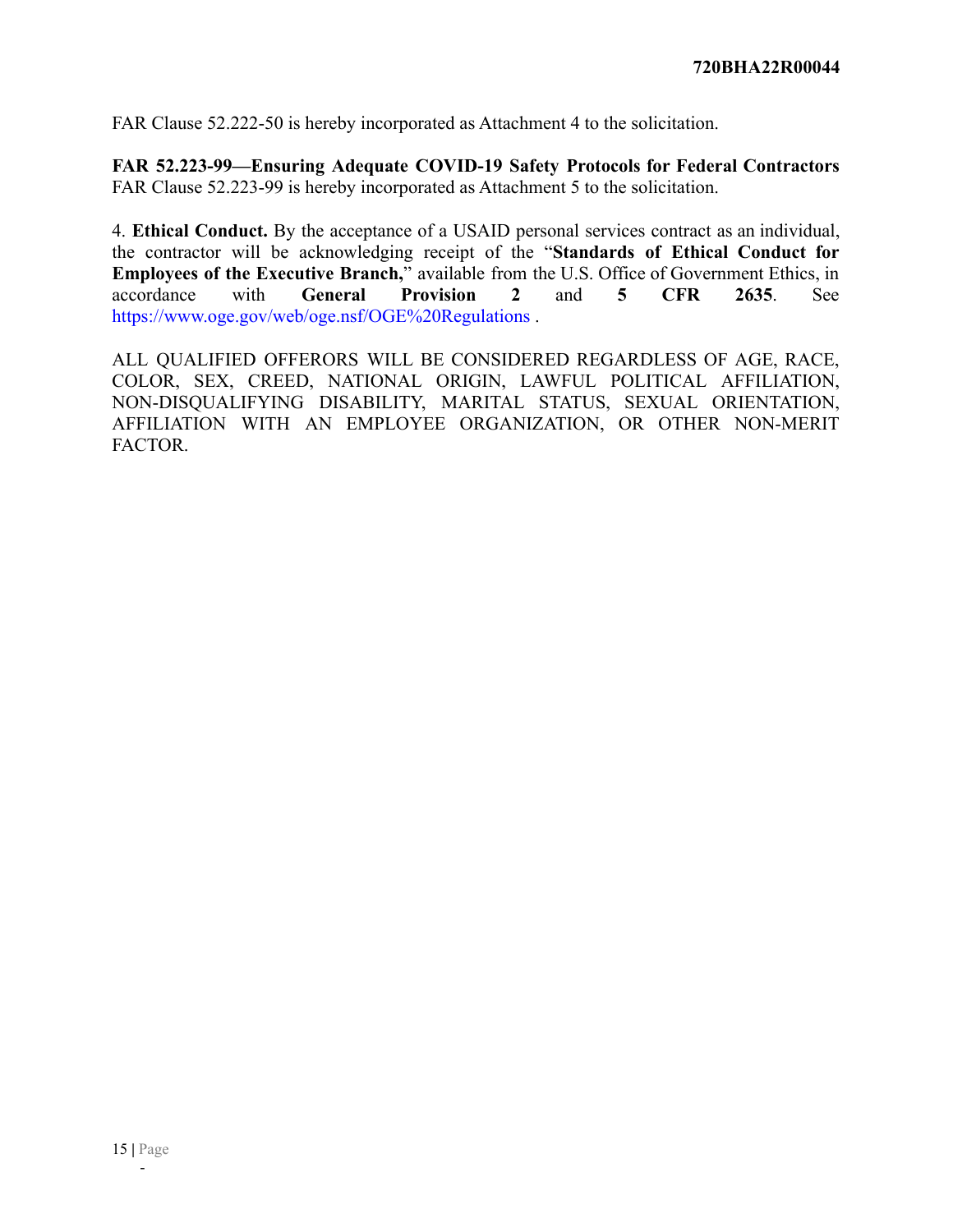FAR Clause 52.222-50 is hereby incorporated as Attachment 4 to the solicitation.

**FAR 52.223-99—Ensuring Adequate COVID-19 Safety Protocols for Federal Contractors**
FAR Clause 52.223-99 is hereby incorporated as Attachment 5 to the solicitation.

4. **Ethical Conduct.** By the acceptance of a USAID personal services contract as an individual, the contractor will be acknowledging receipt of the "**Standards of Ethical Conduct for Employees of the Executive Branch,**" available from the U.S. Office of Government Ethics, in accordance with **General Provision 2** and **5 CFR 2635**. See https://www.oge.gov/web/oge.nsf/OGE%20Regulations .

ALL QUALIFIED OFFERORS WILL BE CONSIDERED REGARDLESS OF AGE, RACE, COLOR, SEX, CREED, NATIONAL ORIGIN, LAWFUL POLITICAL AFFILIATION, NON-DISQUALIFYING DISABILITY, MARITAL STATUS, SEXUAL ORIENTATION, AFFILIATION WITH AN EMPLOYEE ORGANIZATION, OR OTHER NON-MERIT FACTOR.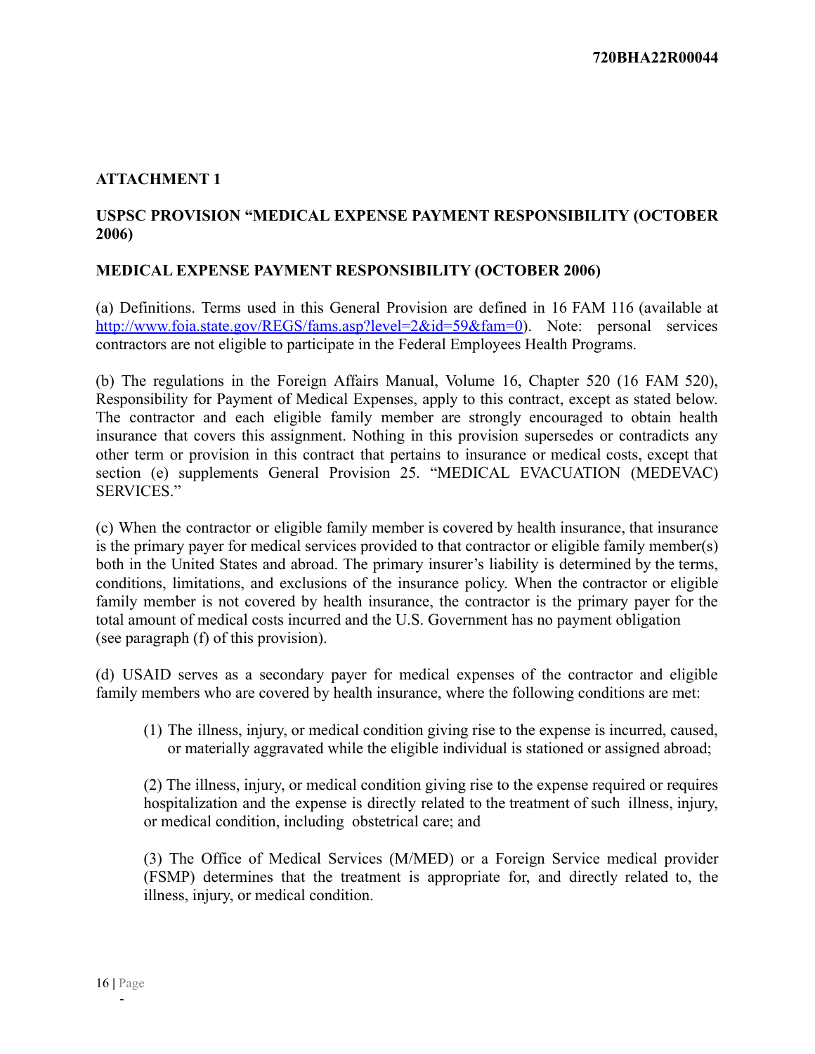## ATTACHMENT 1

## USPSC PROVISION "MEDICAL EXPENSE PAYMENT RESPONSIBILITY (OCTOBER 2006)

### MEDICAL EXPENSE PAYMENT RESPONSIBILITY (OCTOBER 2006)

(a) Definitions. Terms used in this General Provision are defined in 16 FAM 116 (available at [http://www.foia.state.gov/REGS/fams.asp?level=2&id=59&fam=0](http://www.foia.state.gov/REGS/fams.asp?level=2&id=59&fam=0)). Note: personal services contractors are not eligible to participate in the Federal Employees Health Programs.

(b) The regulations in the Foreign Affairs Manual, Volume 16, Chapter 520 (16 FAM 520), Responsibility for Payment of Medical Expenses, apply to this contract, except as stated below. The contractor and each eligible family member are strongly encouraged to obtain health insurance that covers this assignment. Nothing in this provision supersedes or contradicts any other term or provision in this contract that pertains to insurance or medical costs, except that section (e) supplements General Provision 25. "MEDICAL EVACUATION (MEDEVAC) SERVICES."

(c) When the contractor or eligible family member is covered by health insurance, that insurance is the primary payer for medical services provided to that contractor or eligible family member(s) both in the United States and abroad. The primary insurer's liability is determined by the terms, conditions, limitations, and exclusions of the insurance policy. When the contractor or eligible family member is not covered by health insurance, the contractor is the primary payer for the total amount of medical costs incurred and the U.S. Government has no payment obligation (see paragraph (f) of this provision).

(d) USAID serves as a secondary payer for medical expenses of the contractor and eligible family members who are covered by health insurance, where the following conditions are met:

> (1) The illness, injury, or medical condition giving rise to the expense is incurred, caused, or materially aggravated while the eligible individual is stationed or assigned abroad;
>
> (2) The illness, injury, or medical condition giving rise to the expense required or requires hospitalization and the expense is directly related to the treatment of such illness, injury, or medical condition, including obstetrical care; and
>
> (3) The Office of Medical Services (M/MED) or a Foreign Service medical provider (FSMP) determines that the treatment is appropriate for, and directly related to, the illness, injury, or medical condition.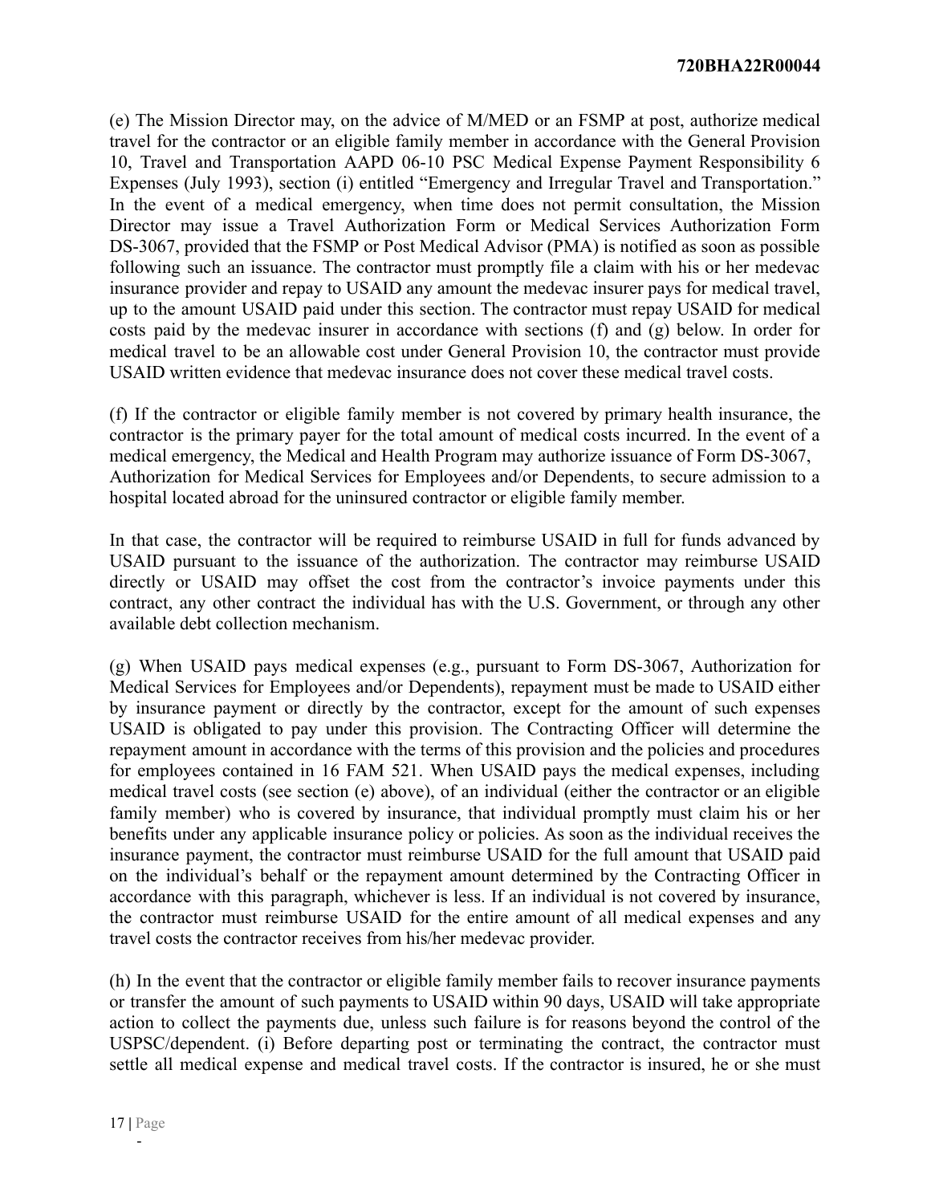(e) The Mission Director may, on the advice of M/MED or an FSMP at post, authorize medical travel for the contractor or an eligible family member in accordance with the General Provision 10, Travel and Transportation AAPD 06-10 PSC Medical Expense Payment Responsibility 6 Expenses (July 1993), section (i) entitled "Emergency and Irregular Travel and Transportation." In the event of a medical emergency, when time does not permit consultation, the Mission Director may issue a Travel Authorization Form or Medical Services Authorization Form DS-3067, provided that the FSMP or Post Medical Advisor (PMA) is notified as soon as possible following such an issuance. The contractor must promptly file a claim with his or her medevac insurance provider and repay to USAID any amount the medevac insurer pays for medical travel, up to the amount USAID paid under this section. The contractor must repay USAID for medical costs paid by the medevac insurer in accordance with sections (f) and (g) below. In order for medical travel to be an allowable cost under General Provision 10, the contractor must provide USAID written evidence that medevac insurance does not cover these medical travel costs.

(f) If the contractor or eligible family member is not covered by primary health insurance, the contractor is the primary payer for the total amount of medical costs incurred. In the event of a medical emergency, the Medical and Health Program may authorize issuance of Form DS-3067, Authorization for Medical Services for Employees and/or Dependents, to secure admission to a hospital located abroad for the uninsured contractor or eligible family member.

In that case, the contractor will be required to reimburse USAID in full for funds advanced by USAID pursuant to the issuance of the authorization. The contractor may reimburse USAID directly or USAID may offset the cost from the contractor's invoice payments under this contract, any other contract the individual has with the U.S. Government, or through any other available debt collection mechanism.

(g) When USAID pays medical expenses (e.g., pursuant to Form DS-3067, Authorization for Medical Services for Employees and/or Dependents), repayment must be made to USAID either by insurance payment or directly by the contractor, except for the amount of such expenses USAID is obligated to pay under this provision. The Contracting Officer will determine the repayment amount in accordance with the terms of this provision and the policies and procedures for employees contained in 16 FAM 521. When USAID pays the medical expenses, including medical travel costs (see section (e) above), of an individual (either the contractor or an eligible family member) who is covered by insurance, that individual promptly must claim his or her benefits under any applicable insurance policy or policies. As soon as the individual receives the insurance payment, the contractor must reimburse USAID for the full amount that USAID paid on the individual's behalf or the repayment amount determined by the Contracting Officer in accordance with this paragraph, whichever is less. If an individual is not covered by insurance, the contractor must reimburse USAID for the entire amount of all medical expenses and any travel costs the contractor receives from his/her medevac provider.

(h) In the event that the contractor or eligible family member fails to recover insurance payments or transfer the amount of such payments to USAID within 90 days, USAID will take appropriate action to collect the payments due, unless such failure is for reasons beyond the control of the USPSC/dependent. (i) Before departing post or terminating the contract, the contractor must settle all medical expense and medical travel costs. If the contractor is insured, he or she must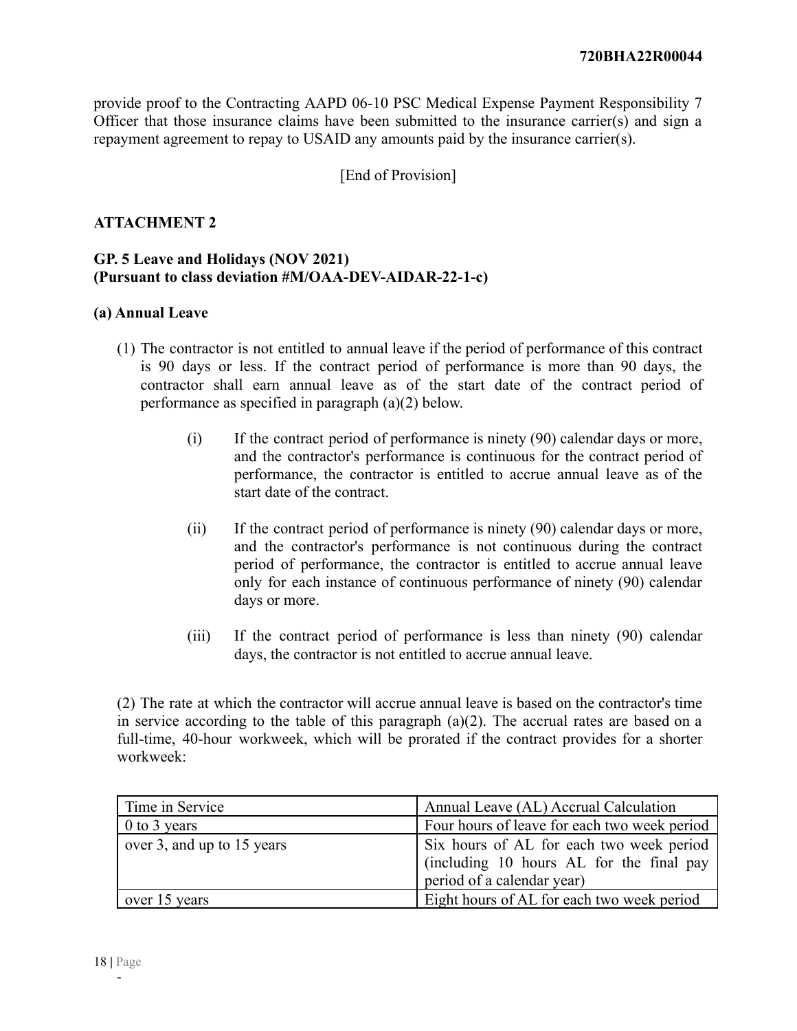provide proof to the Contracting AAPD 06-10 PSC Medical Expense Payment Responsibility 7 Officer that those insurance claims have been submitted to the insurance carrier(s) and sign a repayment agreement to repay to USAID any amounts paid by the insurance carrier(s).

[End of Provision]

**ATTACHMENT 2**

**GP. 5 Leave and Holidays (NOV 2021)**
**(Pursuant to class deviation #M/OAA-DEV-AIDAR-22-1-c)**

**(a) Annual Leave**

(1) The contractor is not entitled to annual leave if the period of performance of this contract is 90 days or less. If the contract period of performance is more than 90 days, the contractor shall earn annual leave as of the start date of the contract period of performance as specified in paragraph (a)(2) below.

- (i) If the contract period of performance is ninety (90) calendar days or more, and the contractor's performance is continuous for the contract period of performance, the contractor is entitled to accrue annual leave as of the start date of the contract.
- (ii) If the contract period of performance is ninety (90) calendar days or more, and the contractor's performance is not continuous during the contract period of performance, the contractor is entitled to accrue annual leave only for each instance of continuous performance of ninety (90) calendar days or more.
- (iii) If the contract period of performance is less than ninety (90) calendar days, the contractor is not entitled to accrue annual leave.

(2) The rate at which the contractor will accrue annual leave is based on the contractor's time in service according to the table of this paragraph (a)(2). The accrual rates are based on a full-time, 40-hour workweek, which will be prorated if the contract provides for a shorter workweek:

| Time in Service | Annual Leave (AL) Accrual Calculation |
|---|---|
| 0 to 3 years | Four hours of leave for each two week period |
| over 3, and up to 15 years | Six hours of AL for each two week period (including 10 hours AL for the final pay period of a calendar year) |
| over 15 years | Eight hours of AL for each two week period |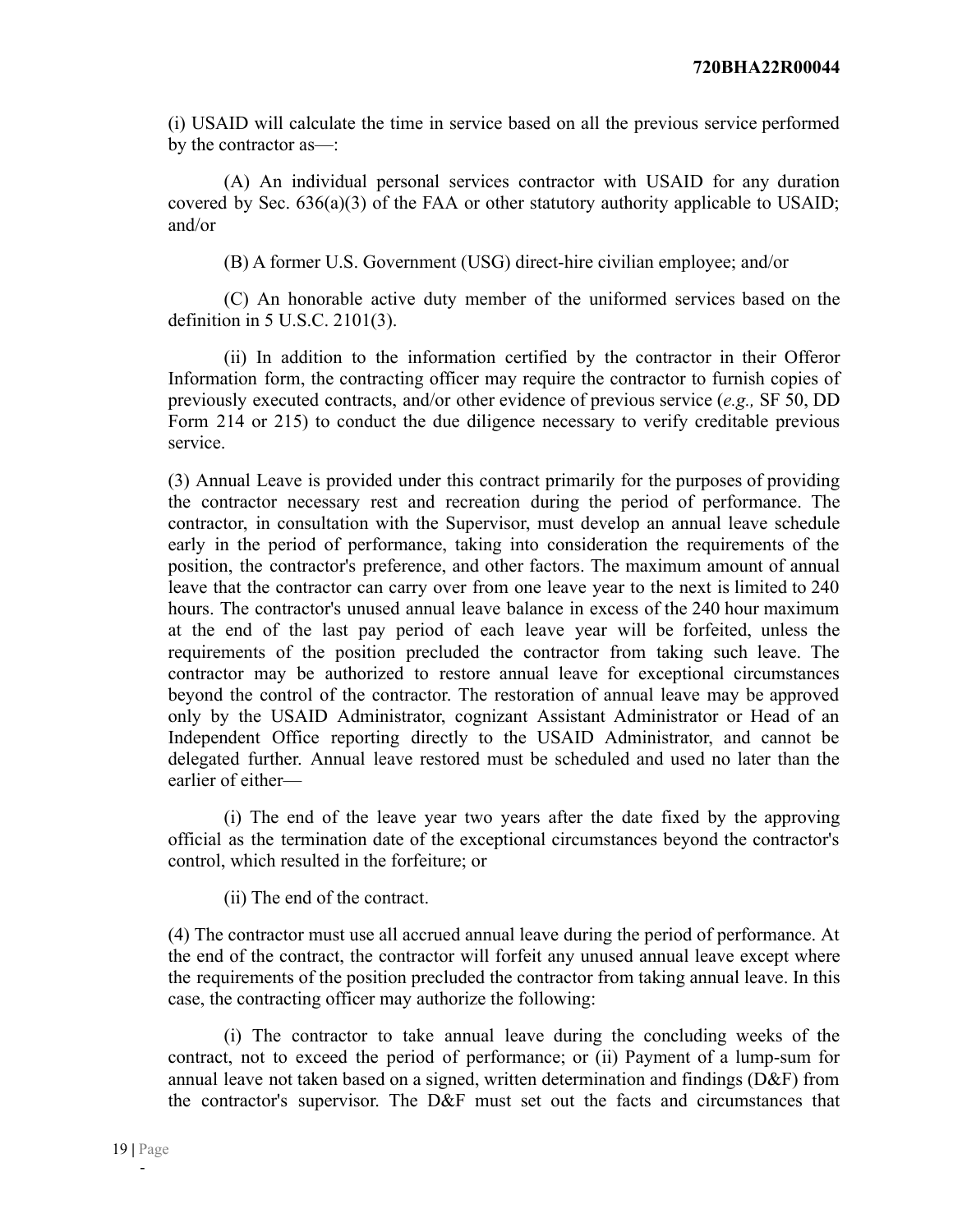(i) USAID will calculate the time in service based on all the previous service performed by the contractor as—:

(A) An individual personal services contractor with USAID for any duration covered by Sec. 636(a)(3) of the FAA or other statutory authority applicable to USAID; and/or

(B) A former U.S. Government (USG) direct-hire civilian employee; and/or

(C) An honorable active duty member of the uniformed services based on the definition in 5 U.S.C. 2101(3).

(ii) In addition to the information certified by the contractor in their Offeror Information form, the contracting officer may require the contractor to furnish copies of previously executed contracts, and/or other evidence of previous service (*e.g.,* SF 50, DD Form 214 or 215) to conduct the due diligence necessary to verify creditable previous service.

(3) Annual Leave is provided under this contract primarily for the purposes of providing the contractor necessary rest and recreation during the period of performance. The contractor, in consultation with the Supervisor, must develop an annual leave schedule early in the period of performance, taking into consideration the requirements of the position, the contractor's preference, and other factors. The maximum amount of annual leave that the contractor can carry over from one leave year to the next is limited to 240 hours. The contractor's unused annual leave balance in excess of the 240 hour maximum at the end of the last pay period of each leave year will be forfeited, unless the requirements of the position precluded the contractor from taking such leave. The contractor may be authorized to restore annual leave for exceptional circumstances beyond the control of the contractor. The restoration of annual leave may be approved only by the USAID Administrator, cognizant Assistant Administrator or Head of an Independent Office reporting directly to the USAID Administrator, and cannot be delegated further. Annual leave restored must be scheduled and used no later than the earlier of either—

(i) The end of the leave year two years after the date fixed by the approving official as the termination date of the exceptional circumstances beyond the contractor's control, which resulted in the forfeiture; or

(ii) The end of the contract.

(4) The contractor must use all accrued annual leave during the period of performance. At the end of the contract, the contractor will forfeit any unused annual leave except where the requirements of the position precluded the contractor from taking annual leave. In this case, the contracting officer may authorize the following:

(i) The contractor to take annual leave during the concluding weeks of the contract, not to exceed the period of performance; or (ii) Payment of a lump-sum for annual leave not taken based on a signed, written determination and findings (D&F) from the contractor's supervisor. The D&F must set out the facts and circumstances that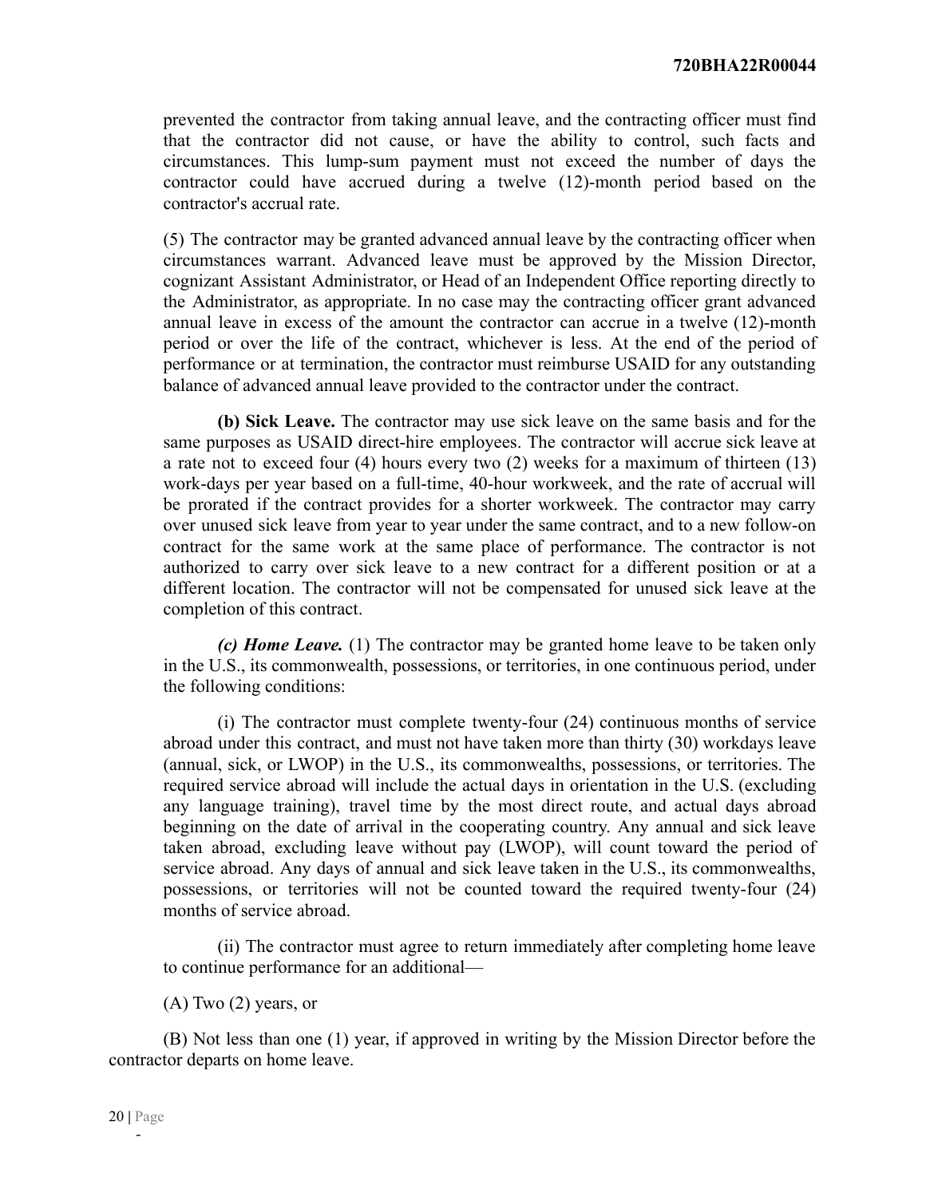prevented the contractor from taking annual leave, and the contracting officer must find that the contractor did not cause, or have the ability to control, such facts and circumstances. This lump-sum payment must not exceed the number of days the contractor could have accrued during a twelve (12)-month period based on the contractor's accrual rate.

(5) The contractor may be granted advanced annual leave by the contracting officer when circumstances warrant. Advanced leave must be approved by the Mission Director, cognizant Assistant Administrator, or Head of an Independent Office reporting directly to the Administrator, as appropriate. In no case may the contracting officer grant advanced annual leave in excess of the amount the contractor can accrue in a twelve (12)-month period or over the life of the contract, whichever is less. At the end of the period of performance or at termination, the contractor must reimburse USAID for any outstanding balance of advanced annual leave provided to the contractor under the contract.

**(b) Sick Leave.** The contractor may use sick leave on the same basis and for the same purposes as USAID direct-hire employees. The contractor will accrue sick leave at a rate not to exceed four (4) hours every two (2) weeks for a maximum of thirteen (13) work-days per year based on a full-time, 40-hour workweek, and the rate of accrual will be prorated if the contract provides for a shorter workweek. The contractor may carry over unused sick leave from year to year under the same contract, and to a new follow-on contract for the same work at the same place of performance. The contractor is not authorized to carry over sick leave to a new contract for a different position or at a different location. The contractor will not be compensated for unused sick leave at the completion of this contract.

***(c) Home Leave.*** (1) The contractor may be granted home leave to be taken only in the U.S., its commonwealth, possessions, or territories, in one continuous period, under the following conditions:

(i) The contractor must complete twenty-four (24) continuous months of service abroad under this contract, and must not have taken more than thirty (30) workdays leave (annual, sick, or LWOP) in the U.S., its commonwealths, possessions, or territories. The required service abroad will include the actual days in orientation in the U.S. (excluding any language training), travel time by the most direct route, and actual days abroad beginning on the date of arrival in the cooperating country. Any annual and sick leave taken abroad, excluding leave without pay (LWOP), will count toward the period of service abroad. Any days of annual and sick leave taken in the U.S., its commonwealths, possessions, or territories will not be counted toward the required twenty-four (24) months of service abroad.

(ii) The contractor must agree to return immediately after completing home leave to continue performance for an additional—

(A) Two (2) years, or

(B) Not less than one (1) year, if approved in writing by the Mission Director before the contractor departs on home leave.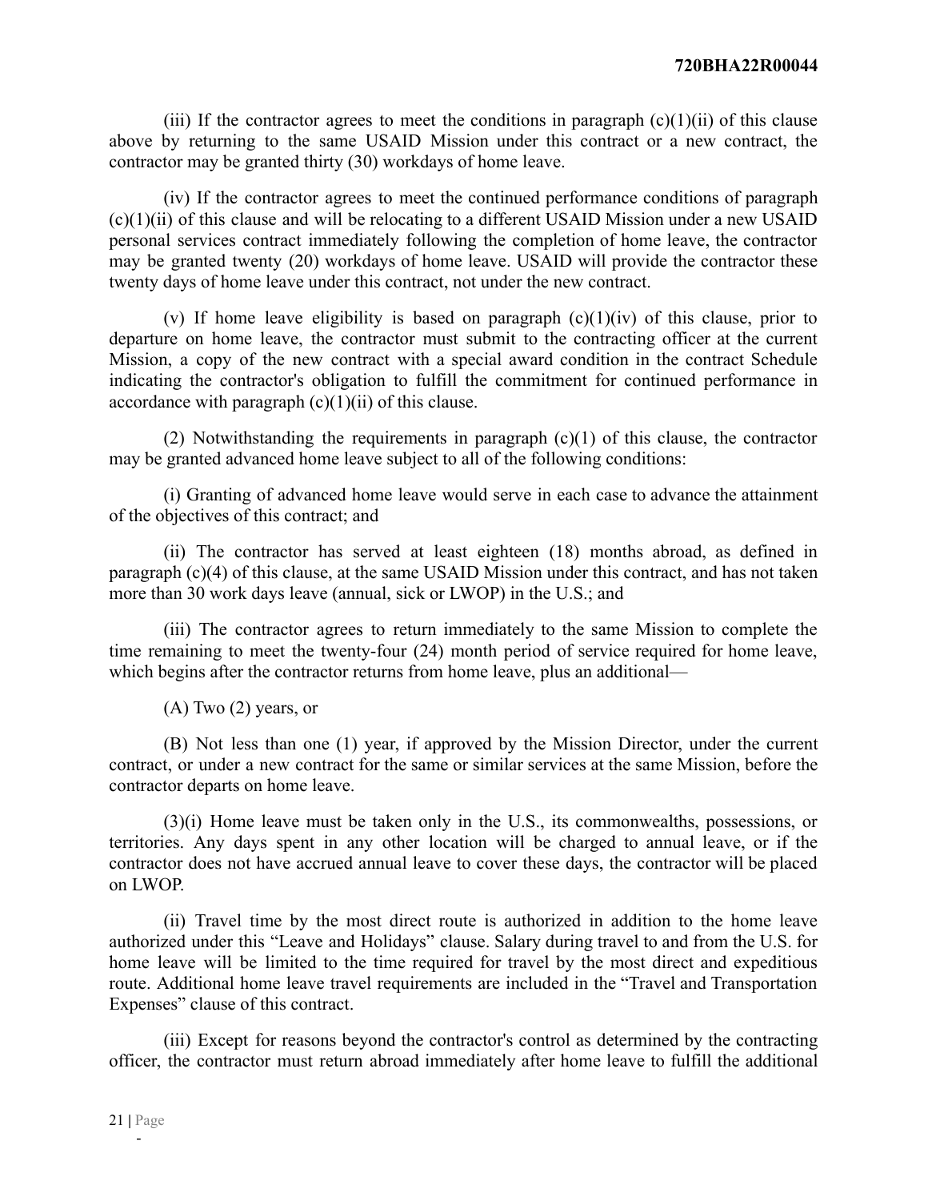(iii) If the contractor agrees to meet the conditions in paragraph (c)(1)(ii) of this clause above by returning to the same USAID Mission under this contract or a new contract, the contractor may be granted thirty (30) workdays of home leave.

(iv) If the contractor agrees to meet the continued performance conditions of paragraph (c)(1)(ii) of this clause and will be relocating to a different USAID Mission under a new USAID personal services contract immediately following the completion of home leave, the contractor may be granted twenty (20) workdays of home leave. USAID will provide the contractor these twenty days of home leave under this contract, not under the new contract.

(v) If home leave eligibility is based on paragraph (c)(1)(iv) of this clause, prior to departure on home leave, the contractor must submit to the contracting officer at the current Mission, a copy of the new contract with a special award condition in the contract Schedule indicating the contractor's obligation to fulfill the commitment for continued performance in accordance with paragraph (c)(1)(ii) of this clause.

(2) Notwithstanding the requirements in paragraph (c)(1) of this clause, the contractor may be granted advanced home leave subject to all of the following conditions:

(i) Granting of advanced home leave would serve in each case to advance the attainment of the objectives of this contract; and

(ii) The contractor has served at least eighteen (18) months abroad, as defined in paragraph (c)(4) of this clause, at the same USAID Mission under this contract, and has not taken more than 30 work days leave (annual, sick or LWOP) in the U.S.; and

(iii) The contractor agrees to return immediately to the same Mission to complete the time remaining to meet the twenty-four (24) month period of service required for home leave, which begins after the contractor returns from home leave, plus an additional—

(A) Two (2) years, or

(B) Not less than one (1) year, if approved by the Mission Director, under the current contract, or under a new contract for the same or similar services at the same Mission, before the contractor departs on home leave.

(3)(i) Home leave must be taken only in the U.S., its commonwealths, possessions, or territories. Any days spent in any other location will be charged to annual leave, or if the contractor does not have accrued annual leave to cover these days, the contractor will be placed on LWOP.

(ii) Travel time by the most direct route is authorized in addition to the home leave authorized under this "Leave and Holidays" clause. Salary during travel to and from the U.S. for home leave will be limited to the time required for travel by the most direct and expeditious route. Additional home leave travel requirements are included in the "Travel and Transportation Expenses" clause of this contract.

(iii) Except for reasons beyond the contractor's control as determined by the contracting officer, the contractor must return abroad immediately after home leave to fulfill the additional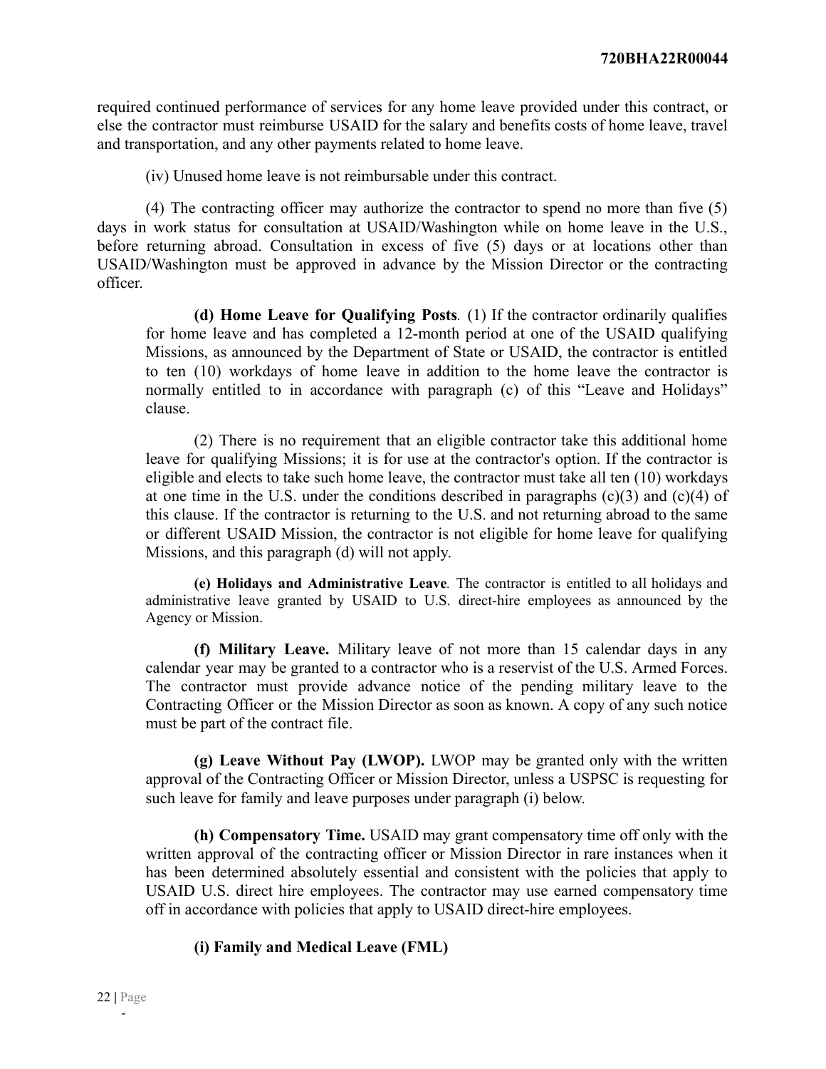required continued performance of services for any home leave provided under this contract, or else the contractor must reimburse USAID for the salary and benefits costs of home leave, travel and transportation, and any other payments related to home leave.

(iv) Unused home leave is not reimbursable under this contract.

(4) The contracting officer may authorize the contractor to spend no more than five (5) days in work status for consultation at USAID/Washington while on home leave in the U.S., before returning abroad. Consultation in excess of five (5) days or at locations other than USAID/Washington must be approved in advance by the Mission Director or the contracting officer.

**(d) Home Leave for Qualifying Posts***.* (1) If the contractor ordinarily qualifies for home leave and has completed a 12-month period at one of the USAID qualifying Missions, as announced by the Department of State or USAID, the contractor is entitled to ten (10) workdays of home leave in addition to the home leave the contractor is normally entitled to in accordance with paragraph (c) of this "Leave and Holidays" clause.

(2) There is no requirement that an eligible contractor take this additional home leave for qualifying Missions; it is for use at the contractor's option. If the contractor is eligible and elects to take such home leave, the contractor must take all ten (10) workdays at one time in the U.S. under the conditions described in paragraphs (c)(3) and (c)(4) of this clause. If the contractor is returning to the U.S. and not returning abroad to the same or different USAID Mission, the contractor is not eligible for home leave for qualifying Missions, and this paragraph (d) will not apply.

**(e) Holidays and Administrative Leave***.* The contractor is entitled to all holidays and administrative leave granted by USAID to U.S. direct-hire employees as announced by the Agency or Mission.

**(f) Military Leave.** Military leave of not more than 15 calendar days in any calendar year may be granted to a contractor who is a reservist of the U.S. Armed Forces. The contractor must provide advance notice of the pending military leave to the Contracting Officer or the Mission Director as soon as known. A copy of any such notice must be part of the contract file.

**(g) Leave Without Pay (LWOP).** LWOP may be granted only with the written approval of the Contracting Officer or Mission Director, unless a USPSC is requesting for such leave for family and leave purposes under paragraph (i) below.

**(h) Compensatory Time.** USAID may grant compensatory time off only with the written approval of the contracting officer or Mission Director in rare instances when it has been determined absolutely essential and consistent with the policies that apply to USAID U.S. direct hire employees. The contractor may use earned compensatory time off in accordance with policies that apply to USAID direct-hire employees.

**(i) Family and Medical Leave (FML)**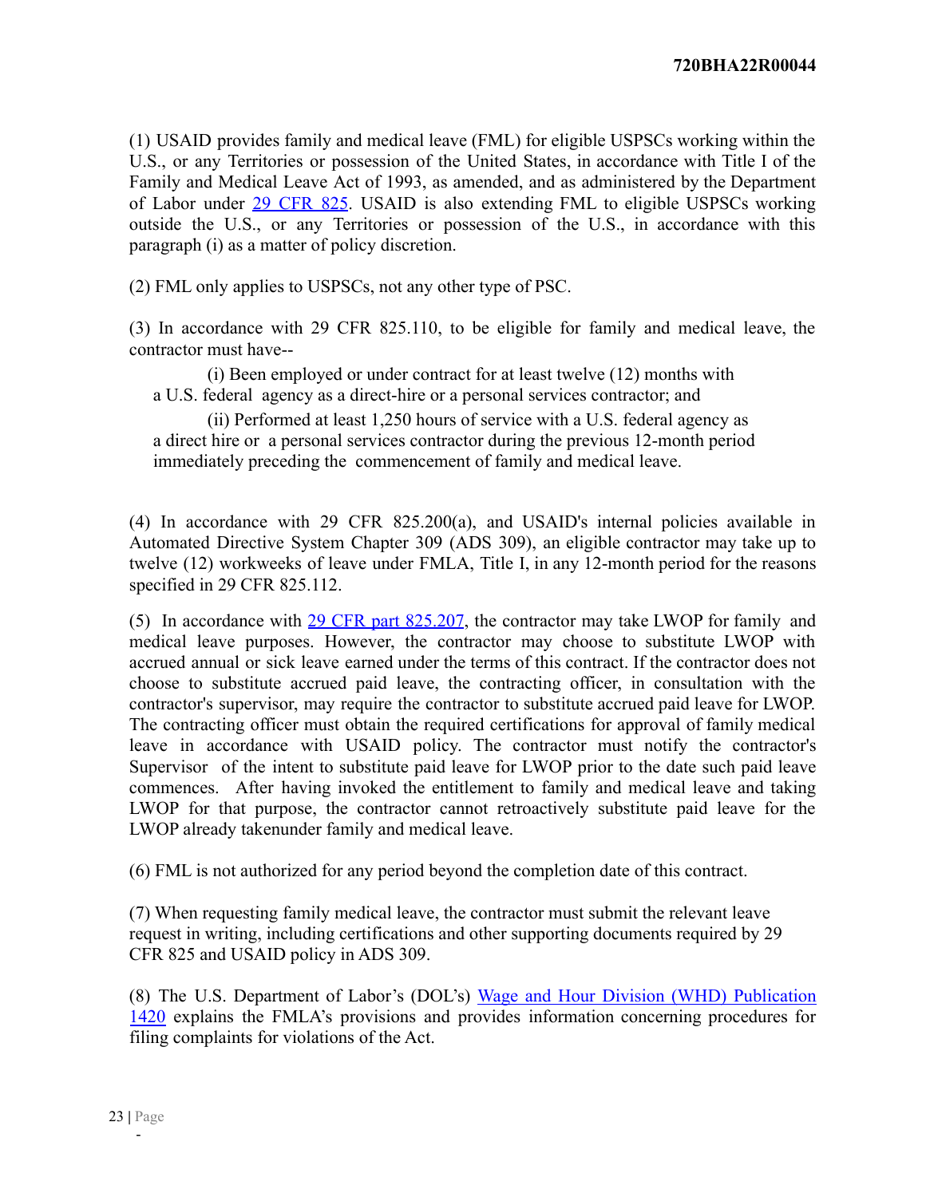(1) USAID provides family and medical leave (FML) for eligible USPSCs working within the U.S., or any Territories or possession of the United States, in accordance with Title I of the Family and Medical Leave Act of 1993, as amended, and as administered by the Department of Labor under [29 CFR 825](). USAID is also extending FML to eligible USPSCs working outside the U.S., or any Territories or possession of the U.S., in accordance with this paragraph (i) as a matter of policy discretion.

(2) FML only applies to USPSCs, not any other type of PSC.

(3) In accordance with 29 CFR 825.110, to be eligible for family and medical leave, the contractor must have--

(i) Been employed or under contract for at least twelve (12) months with a U.S. federal agency as a direct-hire or a personal services contractor; and

(ii) Performed at least 1,250 hours of service with a U.S. federal agency as a direct hire or a personal services contractor during the previous 12-month period immediately preceding the commencement of family and medical leave.

(4) In accordance with 29 CFR 825.200(a), and USAID's internal policies available in Automated Directive System Chapter 309 (ADS 309), an eligible contractor may take up to twelve (12) workweeks of leave under FMLA, Title I, in any 12-month period for the reasons specified in 29 CFR 825.112.

(5) In accordance with [29 CFR part 825.207](), the contractor may take LWOP for family and medical leave purposes. However, the contractor may choose to substitute LWOP with accrued annual or sick leave earned under the terms of this contract. If the contractor does not choose to substitute accrued paid leave, the contracting officer, in consultation with the contractor's supervisor, may require the contractor to substitute accrued paid leave for LWOP. The contracting officer must obtain the required certifications for approval of family medical leave in accordance with USAID policy. The contractor must notify the contractor's Supervisor of the intent to substitute paid leave for LWOP prior to the date such paid leave commences. After having invoked the entitlement to family and medical leave and taking LWOP for that purpose, the contractor cannot retroactively substitute paid leave for the LWOP already takenunder family and medical leave.

(6) FML is not authorized for any period beyond the completion date of this contract.

(7) When requesting family medical leave, the contractor must submit the relevant leave request in writing, including certifications and other supporting documents required by 29 CFR 825 and USAID policy in ADS 309.

(8) The U.S. Department of Labor's (DOL's) [Wage and Hour Division (WHD) Publication 1420]() explains the FMLA's provisions and provides information concerning procedures for filing complaints for violations of the Act.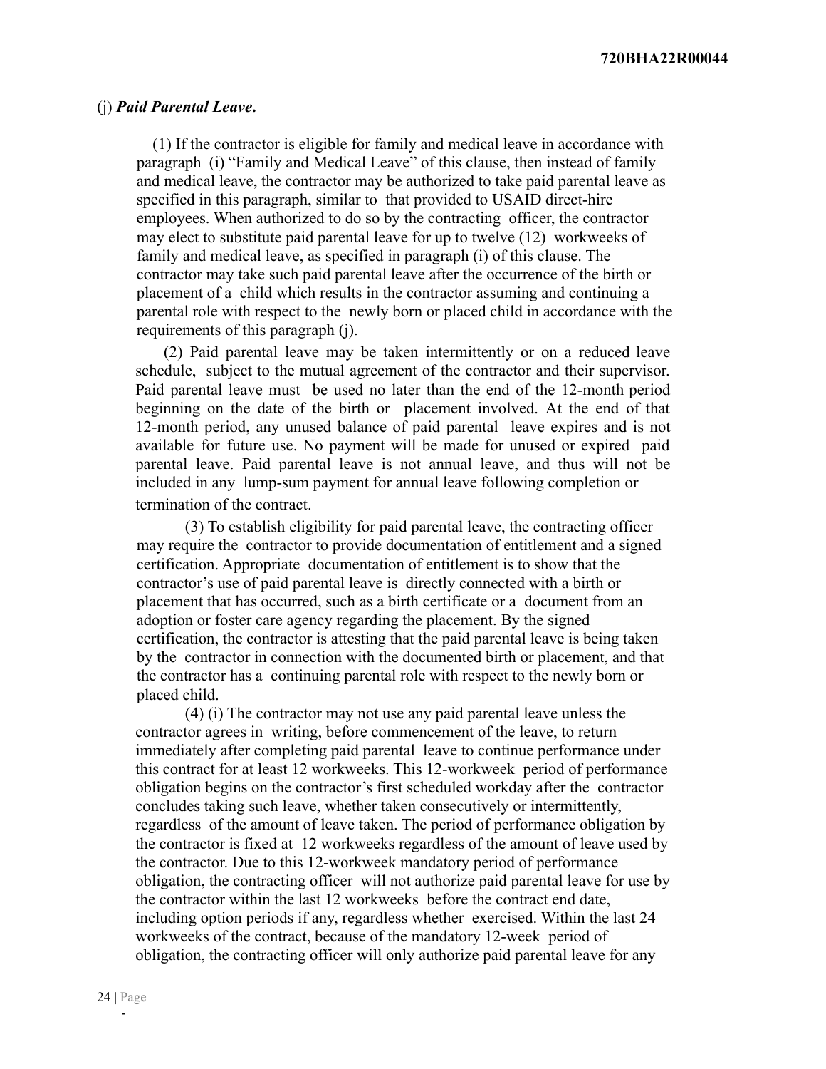(j) ***Paid Parental Leave.***

(1) If the contractor is eligible for family and medical leave in accordance with paragraph (i) "Family and Medical Leave" of this clause, then instead of family and medical leave, the contractor may be authorized to take paid parental leave as specified in this paragraph, similar to that provided to USAID direct-hire employees. When authorized to do so by the contracting officer, the contractor may elect to substitute paid parental leave for up to twelve (12) workweeks of family and medical leave, as specified in paragraph (i) of this clause. The contractor may take such paid parental leave after the occurrence of the birth or placement of a child which results in the contractor assuming and continuing a parental role with respect to the newly born or placed child in accordance with the requirements of this paragraph (j).

(2) Paid parental leave may be taken intermittently or on a reduced leave schedule, subject to the mutual agreement of the contractor and their supervisor. Paid parental leave must be used no later than the end of the 12-month period beginning on the date of the birth or placement involved. At the end of that 12-month period, any unused balance of paid parental leave expires and is not available for future use. No payment will be made for unused or expired paid parental leave. Paid parental leave is not annual leave, and thus will not be included in any lump-sum payment for annual leave following completion or termination of the contract.

(3) To establish eligibility for paid parental leave, the contracting officer may require the contractor to provide documentation of entitlement and a signed certification. Appropriate documentation of entitlement is to show that the contractor's use of paid parental leave is directly connected with a birth or placement that has occurred, such as a birth certificate or a document from an adoption or foster care agency regarding the placement. By the signed certification, the contractor is attesting that the paid parental leave is being taken by the contractor in connection with the documented birth or placement, and that the contractor has a continuing parental role with respect to the newly born or placed child.

(4) (i) The contractor may not use any paid parental leave unless the contractor agrees in writing, before commencement of the leave, to return immediately after completing paid parental leave to continue performance under this contract for at least 12 workweeks. This 12-workweek period of performance obligation begins on the contractor's first scheduled workday after the contractor concludes taking such leave, whether taken consecutively or intermittently, regardless of the amount of leave taken. The period of performance obligation by the contractor is fixed at 12 workweeks regardless of the amount of leave used by the contractor. Due to this 12-workweek mandatory period of performance obligation, the contracting officer will not authorize paid parental leave for use by the contractor within the last 12 workweeks before the contract end date, including option periods if any, regardless whether exercised. Within the last 24 workweeks of the contract, because of the mandatory 12-week period of obligation, the contracting officer will only authorize paid parental leave for any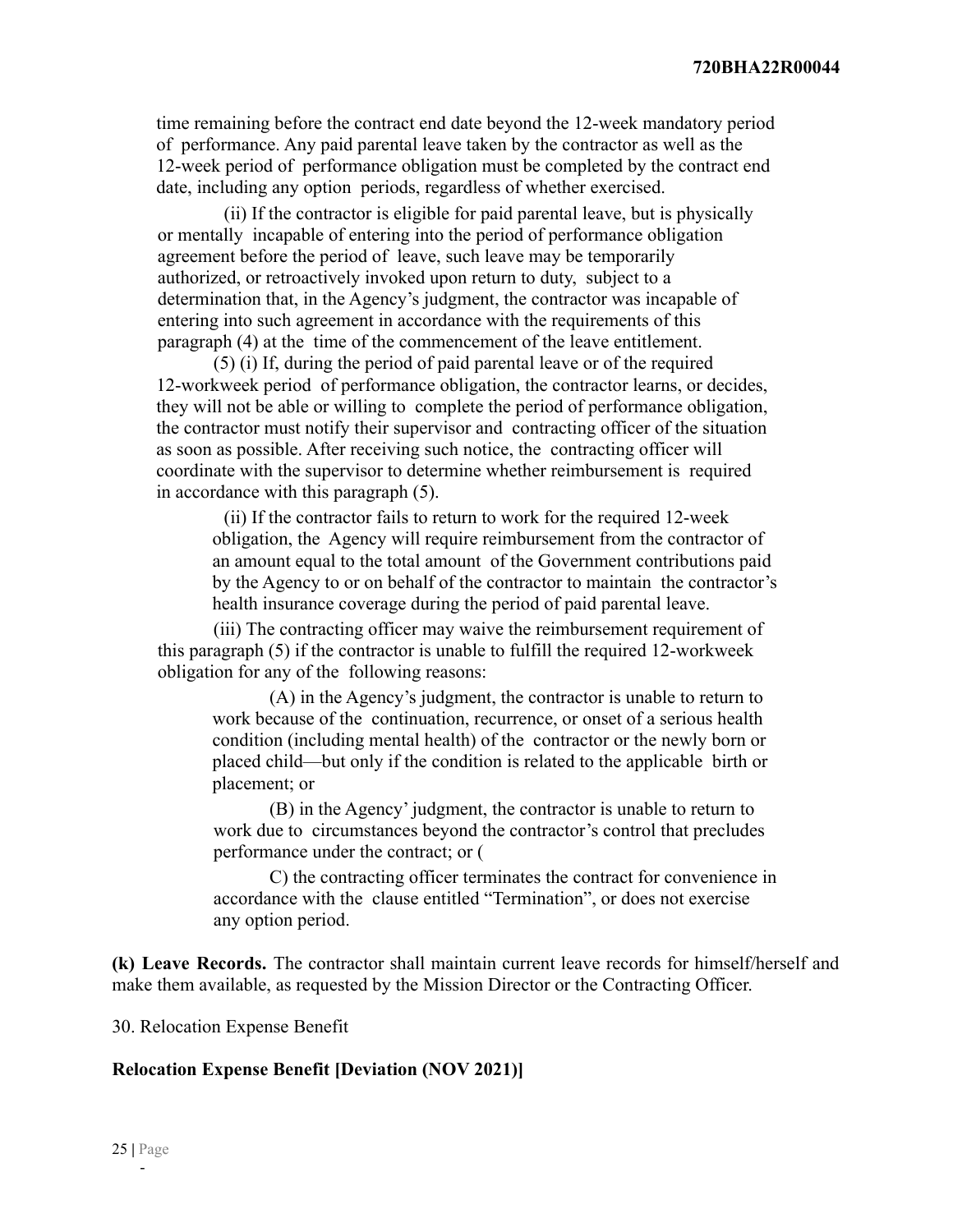time remaining before the contract end date beyond the 12-week mandatory period of performance. Any paid parental leave taken by the contractor as well as the 12-week period of performance obligation must be completed by the contract end date, including any option periods, regardless of whether exercised.

(ii) If the contractor is eligible for paid parental leave, but is physically or mentally incapable of entering into the period of performance obligation agreement before the period of leave, such leave may be temporarily authorized, or retroactively invoked upon return to duty, subject to a determination that, in the Agency's judgment, the contractor was incapable of entering into such agreement in accordance with the requirements of this paragraph (4) at the time of the commencement of the leave entitlement.

(5) (i) If, during the period of paid parental leave or of the required 12-workweek period of performance obligation, the contractor learns, or decides, they will not be able or willing to complete the period of performance obligation, the contractor must notify their supervisor and contracting officer of the situation as soon as possible. After receiving such notice, the contracting officer will coordinate with the supervisor to determine whether reimbursement is required in accordance with this paragraph (5).

(ii) If the contractor fails to return to work for the required 12-week obligation, the Agency will require reimbursement from the contractor of an amount equal to the total amount of the Government contributions paid by the Agency to or on behalf of the contractor to maintain the contractor's health insurance coverage during the period of paid parental leave.

(iii) The contracting officer may waive the reimbursement requirement of this paragraph (5) if the contractor is unable to fulfill the required 12-workweek obligation for any of the following reasons:

(A) in the Agency's judgment, the contractor is unable to return to work because of the continuation, recurrence, or onset of a serious health condition (including mental health) of the contractor or the newly born or placed child—but only if the condition is related to the applicable birth or placement; or

(B) in the Agency' judgment, the contractor is unable to return to work due to circumstances beyond the contractor's control that precludes performance under the contract; or (

C) the contracting officer terminates the contract for convenience in accordance with the clause entitled "Termination", or does not exercise any option period.

**(k) Leave Records.** The contractor shall maintain current leave records for himself/herself and make them available, as requested by the Mission Director or the Contracting Officer.

30. Relocation Expense Benefit

**Relocation Expense Benefit [Deviation (NOV 2021)]**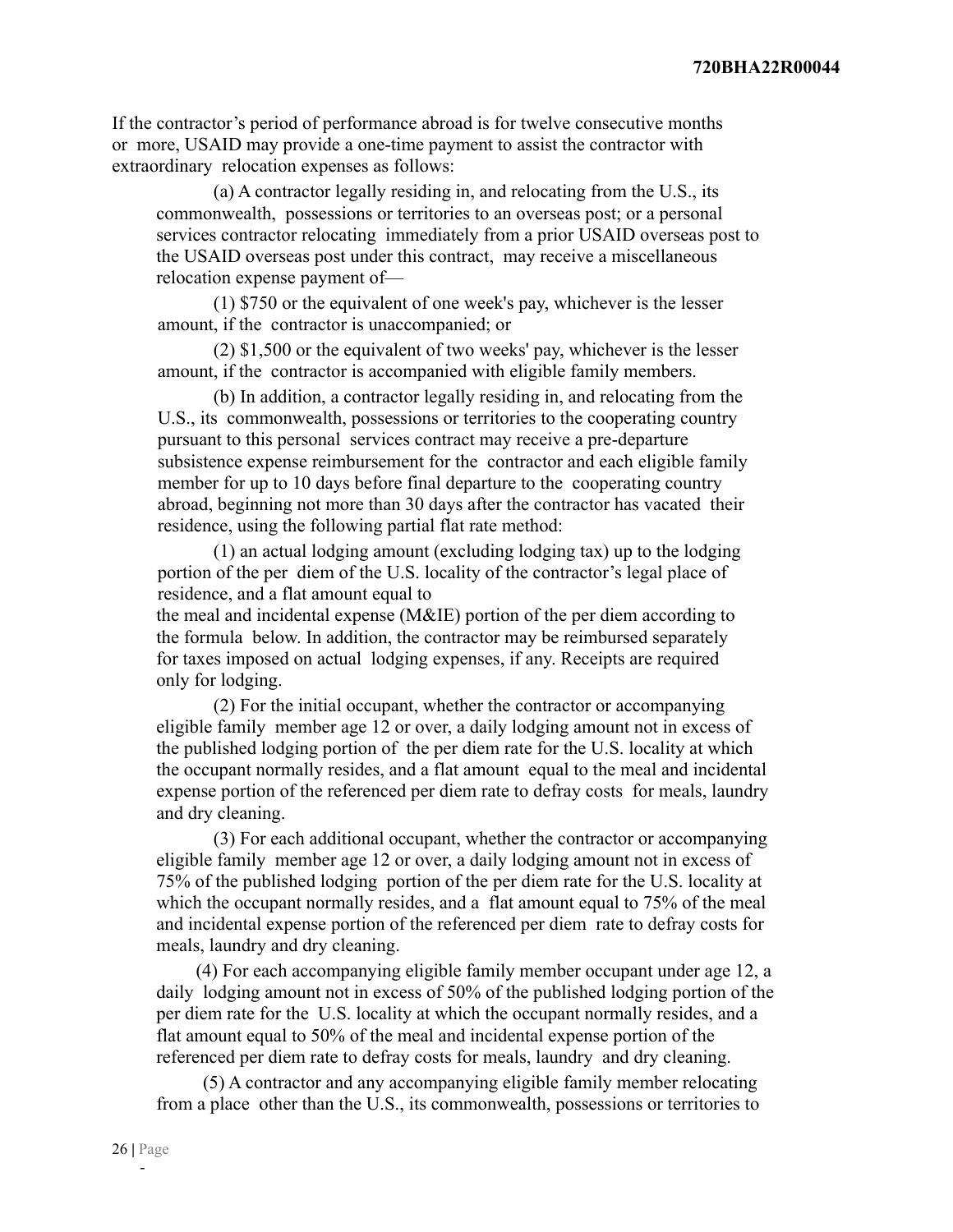If the contractor's period of performance abroad is for twelve consecutive months or more, USAID may provide a one-time payment to assist the contractor with extraordinary relocation expenses as follows:

(a) A contractor legally residing in, and relocating from the U.S., its commonwealth, possessions or territories to an overseas post; or a personal services contractor relocating immediately from a prior USAID overseas post to the USAID overseas post under this contract, may receive a miscellaneous relocation expense payment of—

(1) $750 or the equivalent of one week's pay, whichever is the lesser amount, if the contractor is unaccompanied; or

(2) $1,500 or the equivalent of two weeks' pay, whichever is the lesser amount, if the contractor is accompanied with eligible family members.

(b) In addition, a contractor legally residing in, and relocating from the U.S., its commonwealth, possessions or territories to the cooperating country pursuant to this personal services contract may receive a pre-departure subsistence expense reimbursement for the contractor and each eligible family member for up to 10 days before final departure to the cooperating country abroad, beginning not more than 30 days after the contractor has vacated their residence, using the following partial flat rate method:

(1) an actual lodging amount (excluding lodging tax) up to the lodging portion of the per diem of the U.S. locality of the contractor's legal place of residence, and a flat amount equal to the meal and incidental expense (M&IE) portion of the per diem according to the formula below. In addition, the contractor may be reimbursed separately for taxes imposed on actual lodging expenses, if any. Receipts are required only for lodging.

(2) For the initial occupant, whether the contractor or accompanying eligible family member age 12 or over, a daily lodging amount not in excess of the published lodging portion of the per diem rate for the U.S. locality at which the occupant normally resides, and a flat amount equal to the meal and incidental expense portion of the referenced per diem rate to defray costs for meals, laundry and dry cleaning.

(3) For each additional occupant, whether the contractor or accompanying eligible family member age 12 or over, a daily lodging amount not in excess of 75% of the published lodging portion of the per diem rate for the U.S. locality at which the occupant normally resides, and a flat amount equal to 75% of the meal and incidental expense portion of the referenced per diem rate to defray costs for meals, laundry and dry cleaning.

(4) For each accompanying eligible family member occupant under age 12, a daily lodging amount not in excess of 50% of the published lodging portion of the per diem rate for the U.S. locality at which the occupant normally resides, and a flat amount equal to 50% of the meal and incidental expense portion of the referenced per diem rate to defray costs for meals, laundry and dry cleaning.

(5) A contractor and any accompanying eligible family member relocating from a place other than the U.S., its commonwealth, possessions or territories to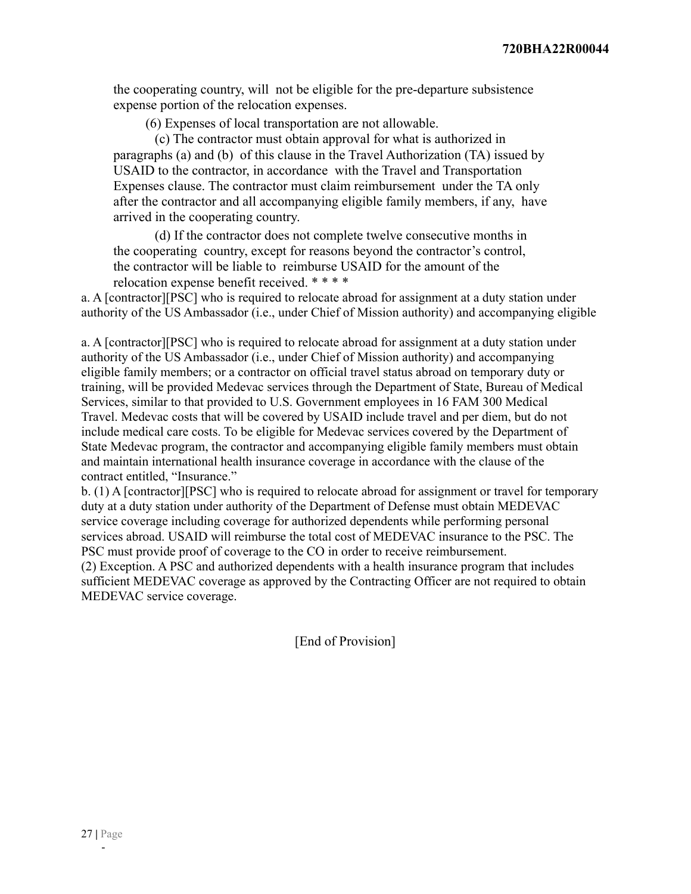the cooperating country, will not be eligible for the pre-departure subsistence expense portion of the relocation expenses.

(6) Expenses of local transportation are not allowable.

(c) The contractor must obtain approval for what is authorized in paragraphs (a) and (b) of this clause in the Travel Authorization (TA) issued by USAID to the contractor, in accordance with the Travel and Transportation Expenses clause. The contractor must claim reimbursement under the TA only after the contractor and all accompanying eligible family members, if any, have arrived in the cooperating country.

(d) If the contractor does not complete twelve consecutive months in the cooperating country, except for reasons beyond the contractor's control, the contractor will be liable to reimburse USAID for the amount of the relocation expense benefit received. * * * *

a. A [contractor][PSC] who is required to relocate abroad for assignment at a duty station under authority of the US Ambassador (i.e., under Chief of Mission authority) and accompanying eligible

a. A [contractor][PSC] who is required to relocate abroad for assignment at a duty station under authority of the US Ambassador (i.e., under Chief of Mission authority) and accompanying eligible family members; or a contractor on official travel status abroad on temporary duty or training, will be provided Medevac services through the Department of State, Bureau of Medical Services, similar to that provided to U.S. Government employees in 16 FAM 300 Medical Travel. Medevac costs that will be covered by USAID include travel and per diem, but do not include medical care costs. To be eligible for Medevac services covered by the Department of State Medevac program, the contractor and accompanying eligible family members must obtain and maintain international health insurance coverage in accordance with the clause of the contract entitled, "Insurance."

b. (1) A [contractor][PSC] who is required to relocate abroad for assignment or travel for temporary duty at a duty station under authority of the Department of Defense must obtain MEDEVAC service coverage including coverage for authorized dependents while performing personal services abroad. USAID will reimburse the total cost of MEDEVAC insurance to the PSC. The PSC must provide proof of coverage to the CO in order to receive reimbursement.

(2) Exception. A PSC and authorized dependents with a health insurance program that includes sufficient MEDEVAC coverage as approved by the Contracting Officer are not required to obtain MEDEVAC service coverage.

[End of Provision]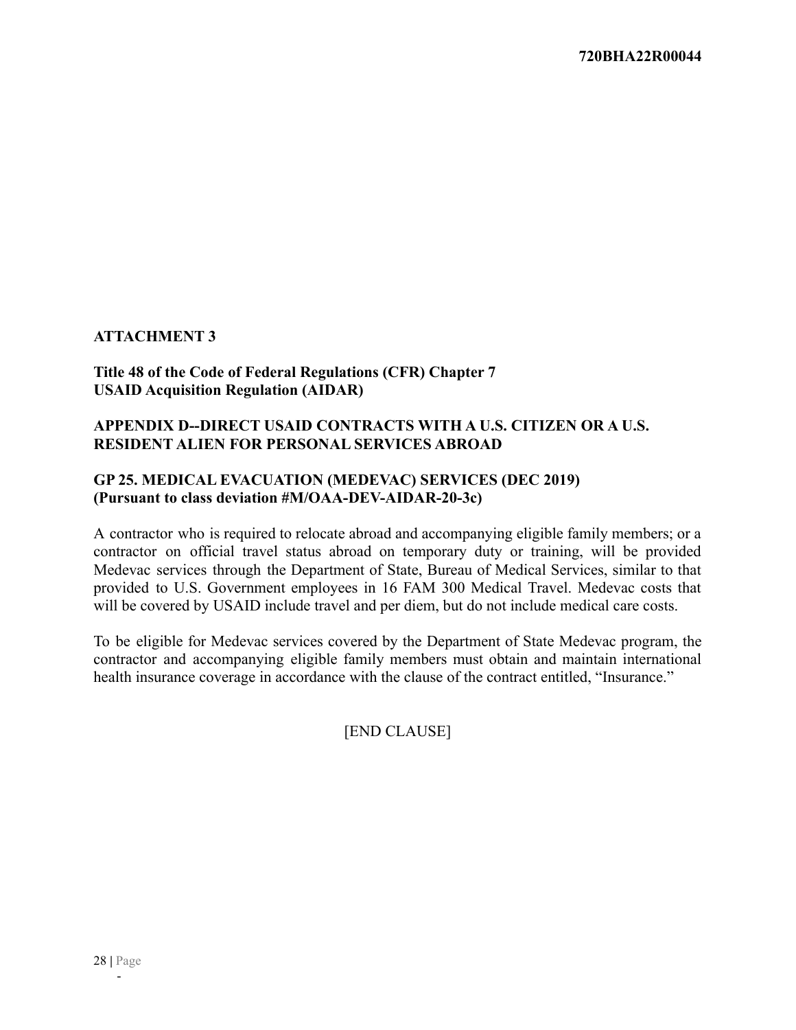**ATTACHMENT 3**

**Title 48 of the Code of Federal Regulations (CFR) Chapter 7**
**USAID Acquisition Regulation (AIDAR)**

**APPENDIX D--DIRECT USAID CONTRACTS WITH A U.S. CITIZEN OR A U.S. RESIDENT ALIEN FOR PERSONAL SERVICES ABROAD**

**GP 25. MEDICAL EVACUATION (MEDEVAC) SERVICES (DEC 2019)**
**(Pursuant to class deviation #M/OAA-DEV-AIDAR-20-3c)**

A contractor who is required to relocate abroad and accompanying eligible family members; or a contractor on official travel status abroad on temporary duty or training, will be provided Medevac services through the Department of State, Bureau of Medical Services, similar to that provided to U.S. Government employees in 16 FAM 300 Medical Travel. Medevac costs that will be covered by USAID include travel and per diem, but do not include medical care costs.

To be eligible for Medevac services covered by the Department of State Medevac program, the contractor and accompanying eligible family members must obtain and maintain international health insurance coverage in accordance with the clause of the contract entitled, "Insurance."

[END CLAUSE]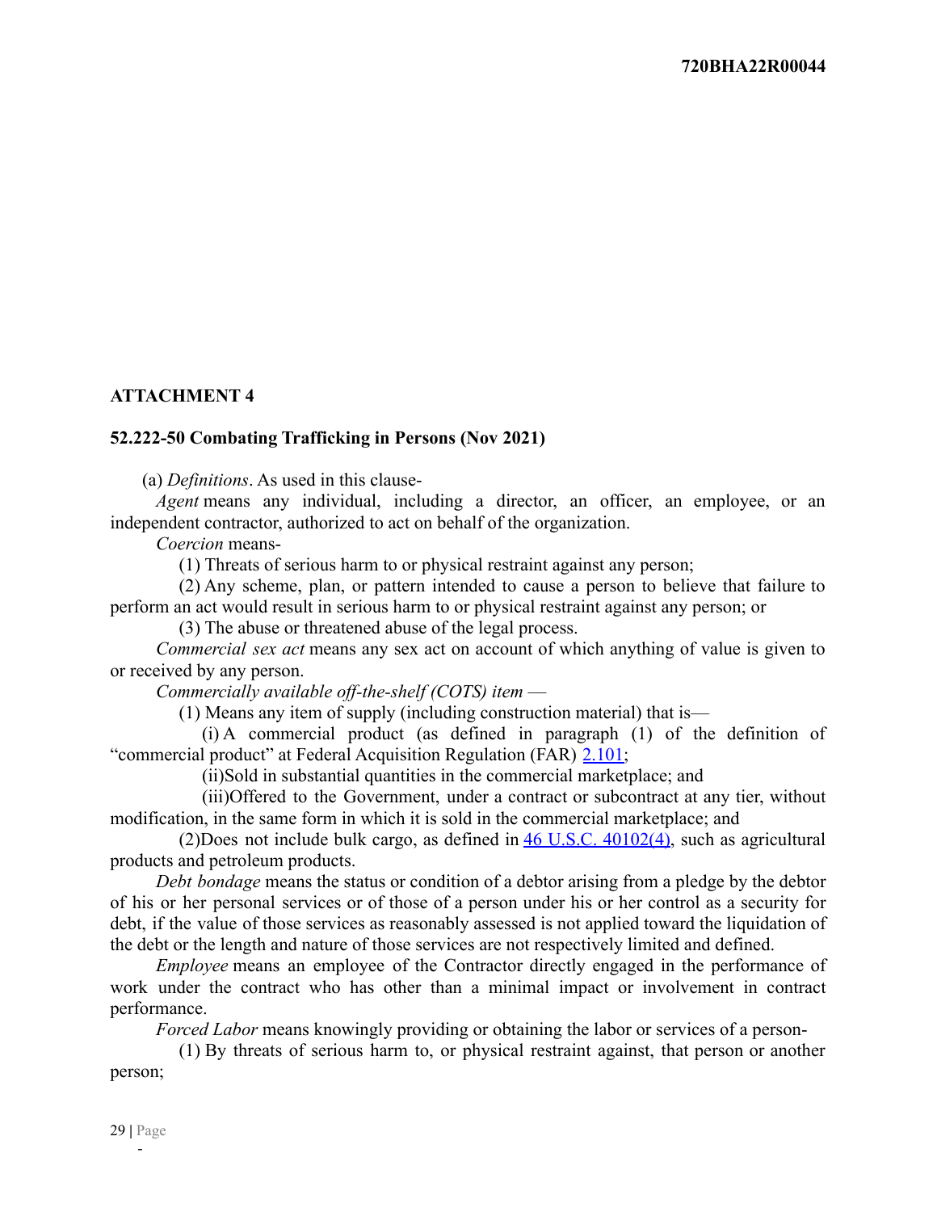## ATTACHMENT 4

### 52.222-50 Combating Trafficking in Persons (Nov 2021)

(a) *Definitions*. As used in this clause-

*Agent* means any individual, including a director, an officer, an employee, or an independent contractor, authorized to act on behalf of the organization.

*Coercion* means-

(1) Threats of serious harm to or physical restraint against any person;

(2) Any scheme, plan, or pattern intended to cause a person to believe that failure to perform an act would result in serious harm to or physical restraint against any person; or

(3) The abuse or threatened abuse of the legal process.

*Commercial sex act* means any sex act on account of which anything of value is given to or received by any person.

*Commercially available off-the-shelf (COTS) item* —

(1) Means any item of supply (including construction material) that is—

(i) A commercial product (as defined in paragraph (1) of the definition of "commercial product" at Federal Acquisition Regulation (FAR) 2.101;

(ii)Sold in substantial quantities in the commercial marketplace; and

(iii)Offered to the Government, under a contract or subcontract at any tier, without modification, in the same form in which it is sold in the commercial marketplace; and

(2)Does not include bulk cargo, as defined in 46 U.S.C. 40102(4), such as agricultural products and petroleum products.

*Debt bondage* means the status or condition of a debtor arising from a pledge by the debtor of his or her personal services or of those of a person under his or her control as a security for debt, if the value of those services as reasonably assessed is not applied toward the liquidation of the debt or the length and nature of those services are not respectively limited and defined.

*Employee* means an employee of the Contractor directly engaged in the performance of work under the contract who has other than a minimal impact or involvement in contract performance.

*Forced Labor* means knowingly providing or obtaining the labor or services of a person-

(1) By threats of serious harm to, or physical restraint against, that person or another person;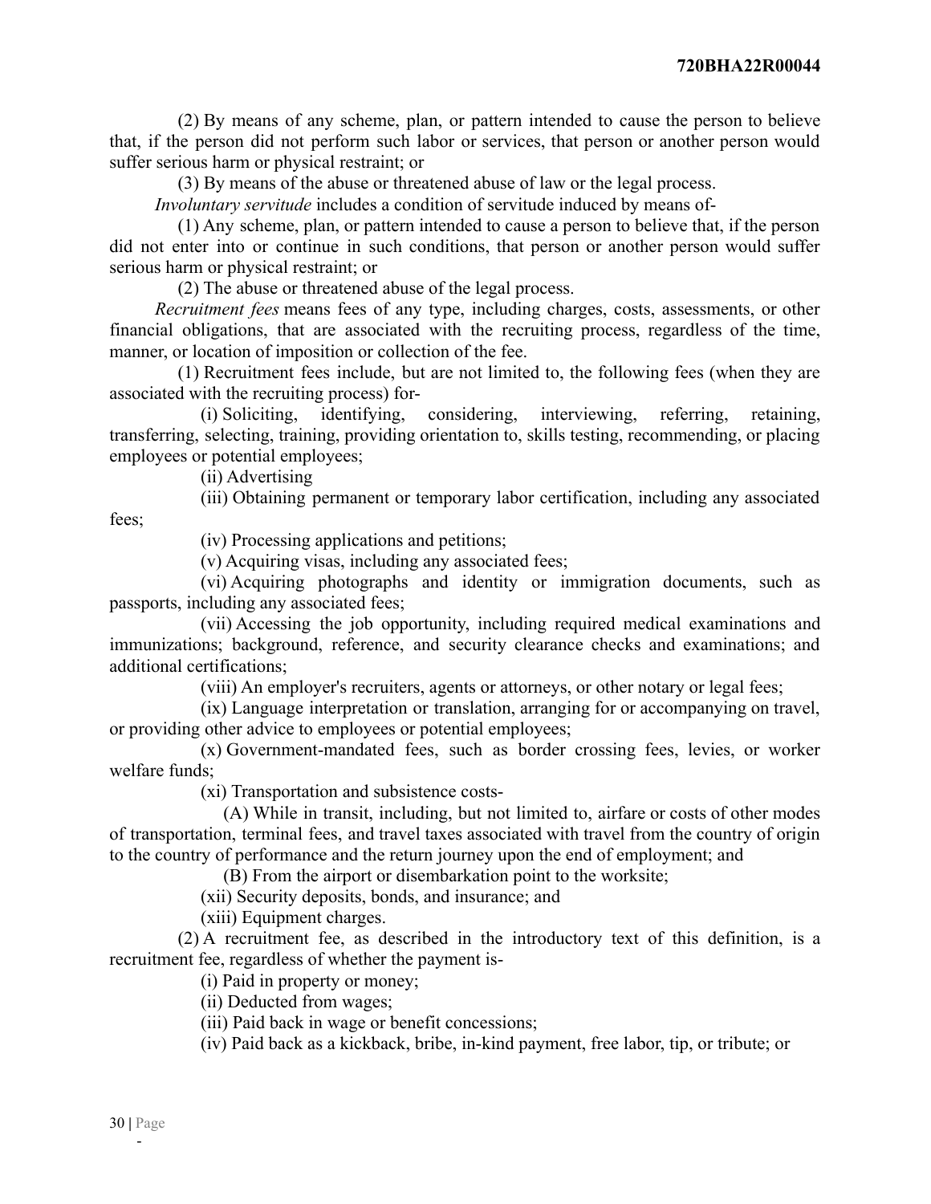(2) By means of any scheme, plan, or pattern intended to cause the person to believe that, if the person did not perform such labor or services, that person or another person would suffer serious harm or physical restraint; or

(3) By means of the abuse or threatened abuse of law or the legal process.

*Involuntary servitude* includes a condition of servitude induced by means of-

(1) Any scheme, plan, or pattern intended to cause a person to believe that, if the person did not enter into or continue in such conditions, that person or another person would suffer serious harm or physical restraint; or

(2) The abuse or threatened abuse of the legal process.

*Recruitment fees* means fees of any type, including charges, costs, assessments, or other financial obligations, that are associated with the recruiting process, regardless of the time, manner, or location of imposition or collection of the fee.

(1) Recruitment fees include, but are not limited to, the following fees (when they are associated with the recruiting process) for-

(i) Soliciting, identifying, considering, interviewing, referring, retaining, transferring, selecting, training, providing orientation to, skills testing, recommending, or placing employees or potential employees;

(ii) Advertising

(iii) Obtaining permanent or temporary labor certification, including any associated fees;

(iv) Processing applications and petitions;

(v) Acquiring visas, including any associated fees;

(vi) Acquiring photographs and identity or immigration documents, such as passports, including any associated fees;

(vii) Accessing the job opportunity, including required medical examinations and immunizations; background, reference, and security clearance checks and examinations; and additional certifications;

(viii) An employer's recruiters, agents or attorneys, or other notary or legal fees;

(ix) Language interpretation or translation, arranging for or accompanying on travel, or providing other advice to employees or potential employees;

(x) Government-mandated fees, such as border crossing fees, levies, or worker welfare funds;

(xi) Transportation and subsistence costs-

(A) While in transit, including, but not limited to, airfare or costs of other modes of transportation, terminal fees, and travel taxes associated with travel from the country of origin to the country of performance and the return journey upon the end of employment; and

(B) From the airport or disembarkation point to the worksite;

(xii) Security deposits, bonds, and insurance; and

(xiii) Equipment charges.

(2) A recruitment fee, as described in the introductory text of this definition, is a recruitment fee, regardless of whether the payment is-

(i) Paid in property or money;

(ii) Deducted from wages;

(iii) Paid back in wage or benefit concessions;

(iv) Paid back as a kickback, bribe, in-kind payment, free labor, tip, or tribute; or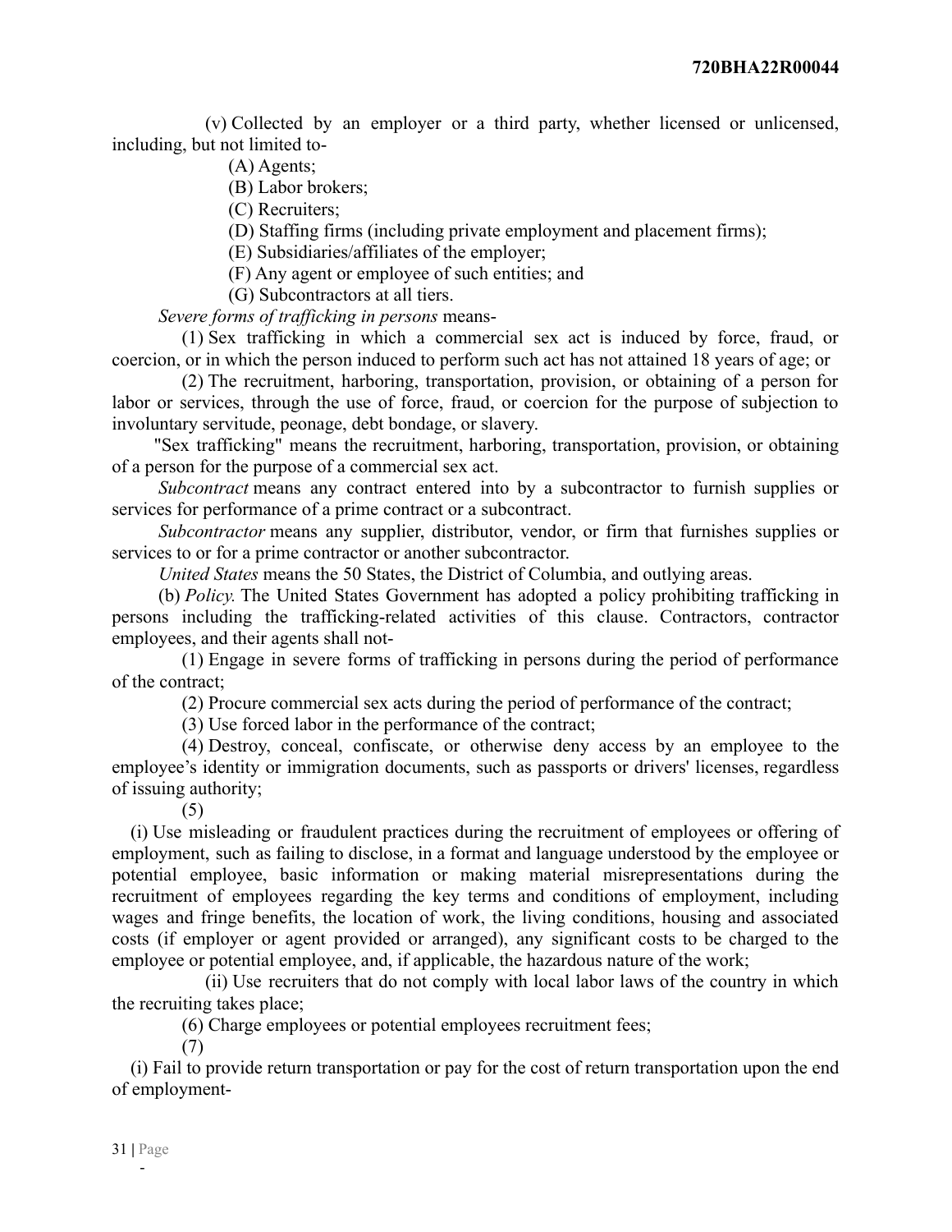(v) Collected by an employer or a third party, whether licensed or unlicensed, including, but not limited to-

(A) Agents;

(B) Labor brokers;

(C) Recruiters;

(D) Staffing firms (including private employment and placement firms);

(E) Subsidiaries/affiliates of the employer;

(F) Any agent or employee of such entities; and

(G) Subcontractors at all tiers.

*Severe forms of trafficking in persons* means-

(1) Sex trafficking in which a commercial sex act is induced by force, fraud, or coercion, or in which the person induced to perform such act has not attained 18 years of age; or

(2) The recruitment, harboring, transportation, provision, or obtaining of a person for labor or services, through the use of force, fraud, or coercion for the purpose of subjection to involuntary servitude, peonage, debt bondage, or slavery.

"Sex trafficking" means the recruitment, harboring, transportation, provision, or obtaining of a person for the purpose of a commercial sex act.

*Subcontract* means any contract entered into by a subcontractor to furnish supplies or services for performance of a prime contract or a subcontract.

*Subcontractor* means any supplier, distributor, vendor, or firm that furnishes supplies or services to or for a prime contractor or another subcontractor.

*United States* means the 50 States, the District of Columbia, and outlying areas.

(b) *Policy.* The United States Government has adopted a policy prohibiting trafficking in persons including the trafficking-related activities of this clause. Contractors, contractor employees, and their agents shall not-

(1) Engage in severe forms of trafficking in persons during the period of performance of the contract;

(2) Procure commercial sex acts during the period of performance of the contract;

(3) Use forced labor in the performance of the contract;

(4) Destroy, conceal, confiscate, or otherwise deny access by an employee to the employee's identity or immigration documents, such as passports or drivers' licenses, regardless of issuing authority;

(5)

(i) Use misleading or fraudulent practices during the recruitment of employees or offering of employment, such as failing to disclose, in a format and language understood by the employee or potential employee, basic information or making material misrepresentations during the recruitment of employees regarding the key terms and conditions of employment, including wages and fringe benefits, the location of work, the living conditions, housing and associated costs (if employer or agent provided or arranged), any significant costs to be charged to the employee or potential employee, and, if applicable, the hazardous nature of the work;

(ii) Use recruiters that do not comply with local labor laws of the country in which the recruiting takes place;

(6) Charge employees or potential employees recruitment fees;

(7)

(i) Fail to provide return transportation or pay for the cost of return transportation upon the end of employment-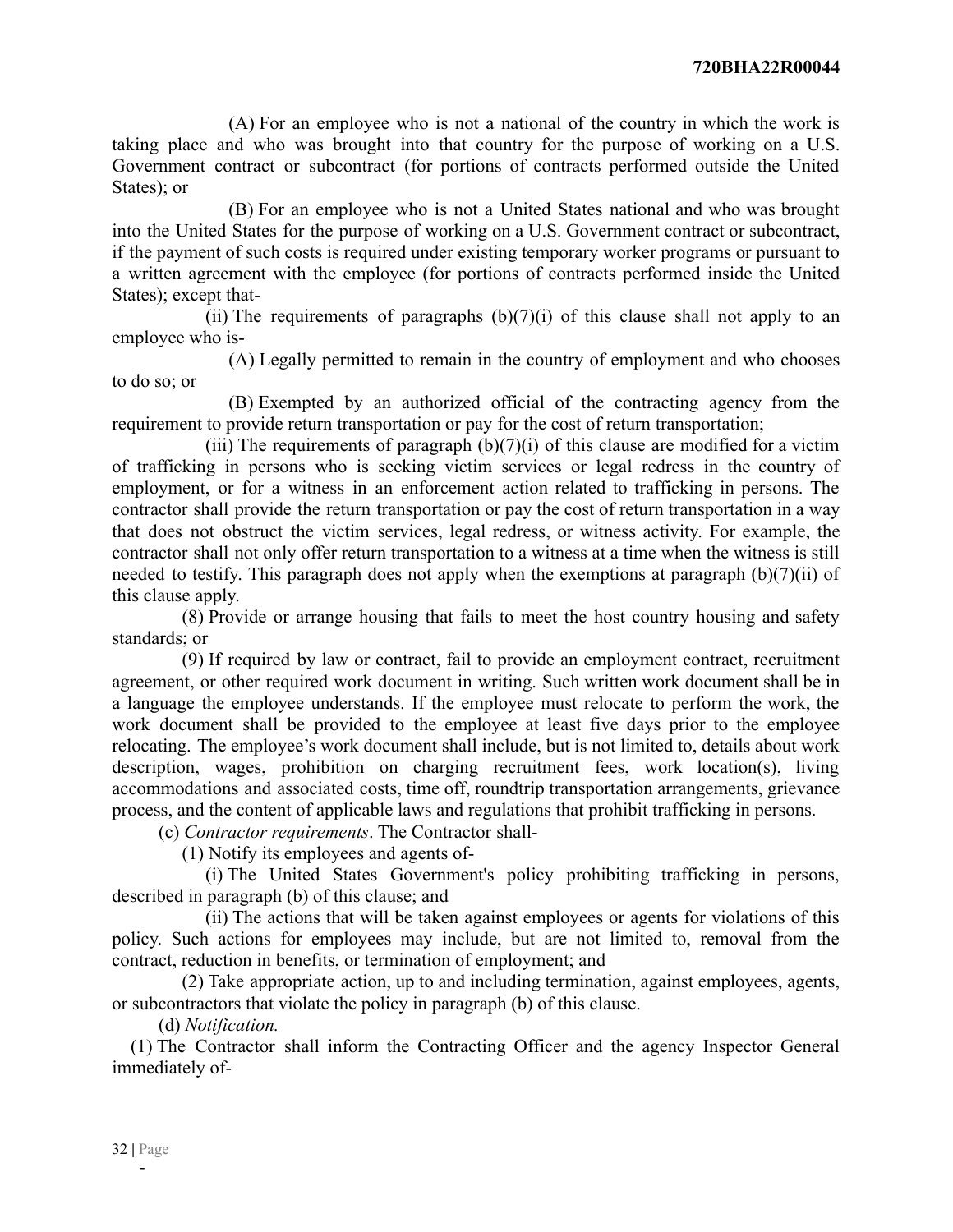(A) For an employee who is not a national of the country in which the work is taking place and who was brought into that country for the purpose of working on a U.S. Government contract or subcontract (for portions of contracts performed outside the United States); or

(B) For an employee who is not a United States national and who was brought into the United States for the purpose of working on a U.S. Government contract or subcontract, if the payment of such costs is required under existing temporary worker programs or pursuant to a written agreement with the employee (for portions of contracts performed inside the United States); except that-

(ii) The requirements of paragraphs (b)(7)(i) of this clause shall not apply to an employee who is-

(A) Legally permitted to remain in the country of employment and who chooses to do so; or

(B) Exempted by an authorized official of the contracting agency from the requirement to provide return transportation or pay for the cost of return transportation;

(iii) The requirements of paragraph (b)(7)(i) of this clause are modified for a victim of trafficking in persons who is seeking victim services or legal redress in the country of employment, or for a witness in an enforcement action related to trafficking in persons. The contractor shall provide the return transportation or pay the cost of return transportation in a way that does not obstruct the victim services, legal redress, or witness activity. For example, the contractor shall not only offer return transportation to a witness at a time when the witness is still needed to testify. This paragraph does not apply when the exemptions at paragraph (b)(7)(ii) of this clause apply.

(8) Provide or arrange housing that fails to meet the host country housing and safety standards; or

(9) If required by law or contract, fail to provide an employment contract, recruitment agreement, or other required work document in writing. Such written work document shall be in a language the employee understands. If the employee must relocate to perform the work, the work document shall be provided to the employee at least five days prior to the employee relocating. The employee's work document shall include, but is not limited to, details about work description, wages, prohibition on charging recruitment fees, work location(s), living accommodations and associated costs, time off, roundtrip transportation arrangements, grievance process, and the content of applicable laws and regulations that prohibit trafficking in persons.

(c) *Contractor requirements*. The Contractor shall-

(1) Notify its employees and agents of-

(i) The United States Government's policy prohibiting trafficking in persons, described in paragraph (b) of this clause; and

(ii) The actions that will be taken against employees or agents for violations of this policy. Such actions for employees may include, but are not limited to, removal from the contract, reduction in benefits, or termination of employment; and

(2) Take appropriate action, up to and including termination, against employees, agents, or subcontractors that violate the policy in paragraph (b) of this clause.

(d) *Notification.*

(1) The Contractor shall inform the Contracting Officer and the agency Inspector General immediately of-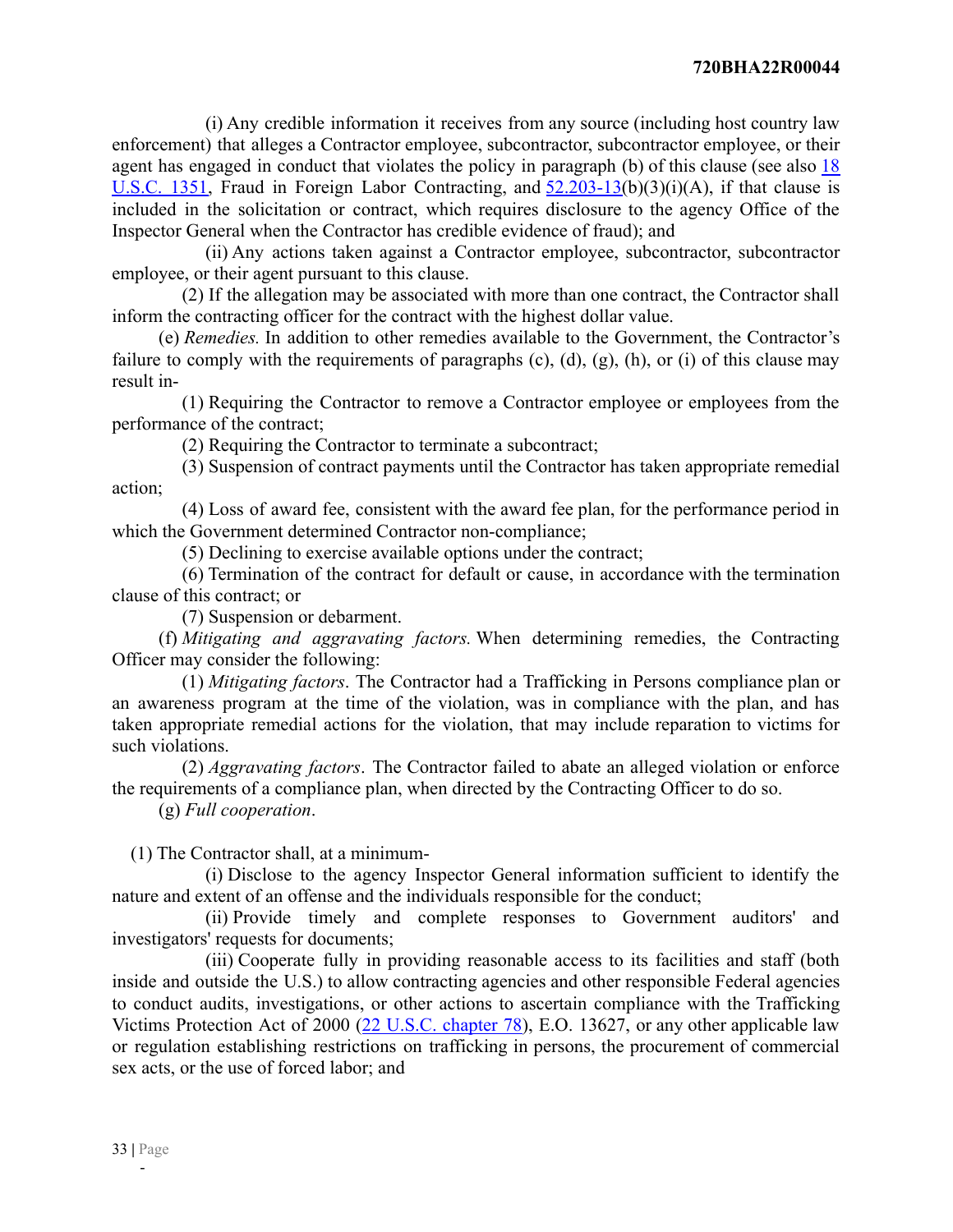(i) Any credible information it receives from any source (including host country law enforcement) that alleges a Contractor employee, subcontractor, subcontractor employee, or their agent has engaged in conduct that violates the policy in paragraph (b) of this clause (see also [18 U.S.C. 1351](), Fraud in Foreign Labor Contracting, and [52.203-13]()(b)(3)(i)(A), if that clause is included in the solicitation or contract, which requires disclosure to the agency Office of the Inspector General when the Contractor has credible evidence of fraud); and

(ii) Any actions taken against a Contractor employee, subcontractor, subcontractor employee, or their agent pursuant to this clause.

(2) If the allegation may be associated with more than one contract, the Contractor shall inform the contracting officer for the contract with the highest dollar value.

(e) *Remedies.* In addition to other remedies available to the Government, the Contractor's failure to comply with the requirements of paragraphs (c), (d), (g), (h), or (i) of this clause may result in-

(1) Requiring the Contractor to remove a Contractor employee or employees from the performance of the contract;

(2) Requiring the Contractor to terminate a subcontract;

(3) Suspension of contract payments until the Contractor has taken appropriate remedial action;

(4) Loss of award fee, consistent with the award fee plan, for the performance period in which the Government determined Contractor non-compliance;

(5) Declining to exercise available options under the contract;

(6) Termination of the contract for default or cause, in accordance with the termination clause of this contract; or

(7) Suspension or debarment.

(f) *Mitigating and aggravating factors.* When determining remedies, the Contracting Officer may consider the following:

(1) *Mitigating factors*. The Contractor had a Trafficking in Persons compliance plan or an awareness program at the time of the violation, was in compliance with the plan, and has taken appropriate remedial actions for the violation, that may include reparation to victims for such violations.

(2) *Aggravating factors*. The Contractor failed to abate an alleged violation or enforce the requirements of a compliance plan, when directed by the Contracting Officer to do so.

(g) *Full cooperation*.

(1) The Contractor shall, at a minimum-

(i) Disclose to the agency Inspector General information sufficient to identify the nature and extent of an offense and the individuals responsible for the conduct;

(ii) Provide timely and complete responses to Government auditors' and investigators' requests for documents;

(iii) Cooperate fully in providing reasonable access to its facilities and staff (both inside and outside the U.S.) to allow contracting agencies and other responsible Federal agencies to conduct audits, investigations, or other actions to ascertain compliance with the Trafficking Victims Protection Act of 2000 ([22 U.S.C. chapter 78]()), E.O. 13627, or any other applicable law or regulation establishing restrictions on trafficking in persons, the procurement of commercial sex acts, or the use of forced labor; and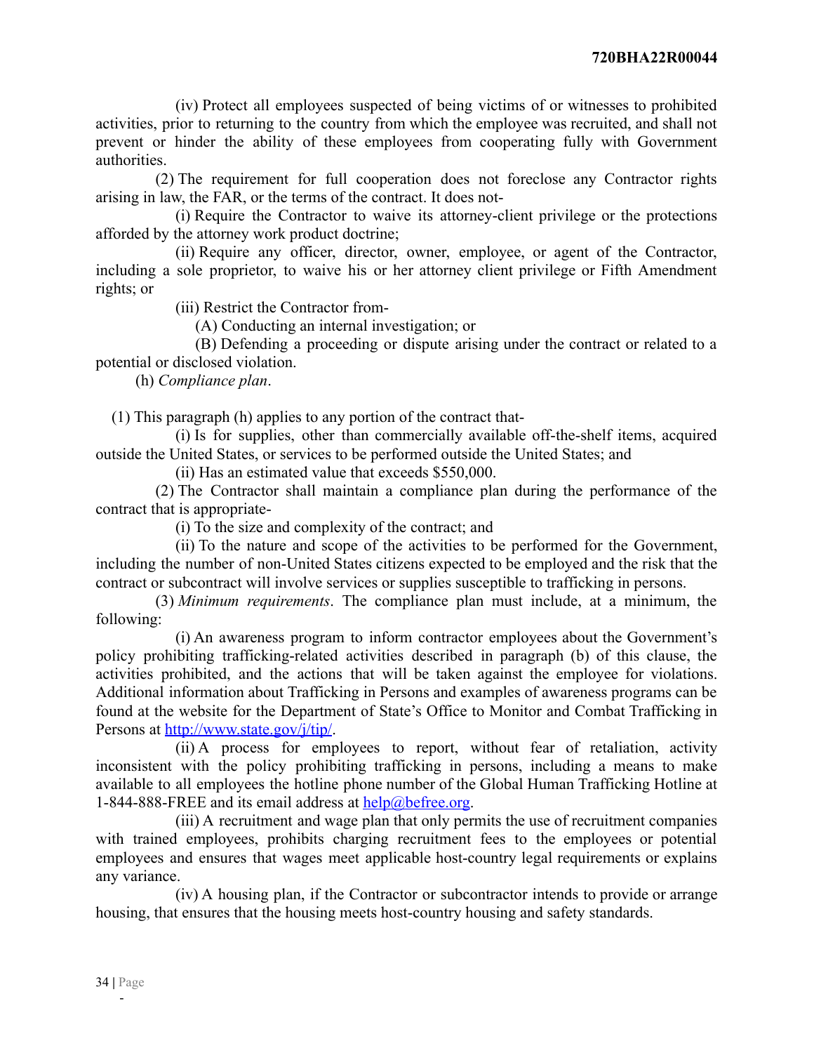(iv) Protect all employees suspected of being victims of or witnesses to prohibited activities, prior to returning to the country from which the employee was recruited, and shall not prevent or hinder the ability of these employees from cooperating fully with Government authorities.

(2) The requirement for full cooperation does not foreclose any Contractor rights arising in law, the FAR, or the terms of the contract. It does not-

(i) Require the Contractor to waive its attorney-client privilege or the protections afforded by the attorney work product doctrine;

(ii) Require any officer, director, owner, employee, or agent of the Contractor, including a sole proprietor, to waive his or her attorney client privilege or Fifth Amendment rights; or

(iii) Restrict the Contractor from-

(A) Conducting an internal investigation; or

(B) Defending a proceeding or dispute arising under the contract or related to a potential or disclosed violation.

(h) *Compliance plan*.

(1) This paragraph (h) applies to any portion of the contract that-

(i) Is for supplies, other than commercially available off-the-shelf items, acquired outside the United States, or services to be performed outside the United States; and

(ii) Has an estimated value that exceeds $550,000.

(2) The Contractor shall maintain a compliance plan during the performance of the contract that is appropriate-

(i) To the size and complexity of the contract; and

(ii) To the nature and scope of the activities to be performed for the Government, including the number of non-United States citizens expected to be employed and the risk that the contract or subcontract will involve services or supplies susceptible to trafficking in persons.

(3) *Minimum requirements*. The compliance plan must include, at a minimum, the following:

(i) An awareness program to inform contractor employees about the Government's policy prohibiting trafficking-related activities described in paragraph (b) of this clause, the activities prohibited, and the actions that will be taken against the employee for violations. Additional information about Trafficking in Persons and examples of awareness programs can be found at the website for the Department of State's Office to Monitor and Combat Trafficking in Persons at http://www.state.gov/j/tip/.

(ii) A process for employees to report, without fear of retaliation, activity inconsistent with the policy prohibiting trafficking in persons, including a means to make available to all employees the hotline phone number of the Global Human Trafficking Hotline at 1-844-888-FREE and its email address at help@befree.org.

(iii) A recruitment and wage plan that only permits the use of recruitment companies with trained employees, prohibits charging recruitment fees to the employees or potential employees and ensures that wages meet applicable host-country legal requirements or explains any variance.

(iv) A housing plan, if the Contractor or subcontractor intends to provide or arrange housing, that ensures that the housing meets host-country housing and safety standards.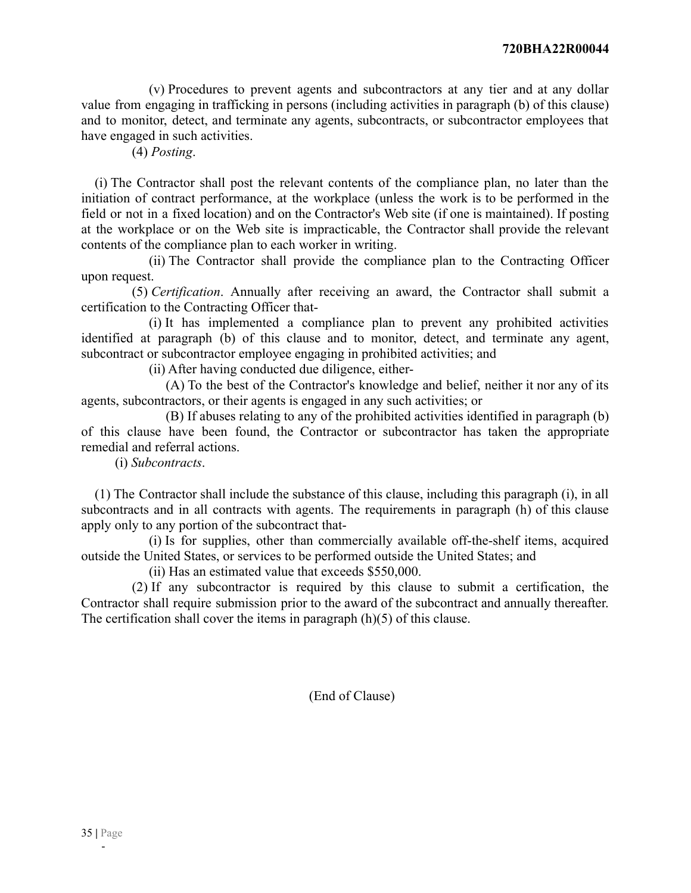(v) Procedures to prevent agents and subcontractors at any tier and at any dollar value from engaging in trafficking in persons (including activities in paragraph (b) of this clause) and to monitor, detect, and terminate any agents, subcontracts, or subcontractor employees that have engaged in such activities.

(4) *Posting*.

(i) The Contractor shall post the relevant contents of the compliance plan, no later than the initiation of contract performance, at the workplace (unless the work is to be performed in the field or not in a fixed location) and on the Contractor's Web site (if one is maintained). If posting at the workplace or on the Web site is impracticable, the Contractor shall provide the relevant contents of the compliance plan to each worker in writing.

(ii) The Contractor shall provide the compliance plan to the Contracting Officer upon request.

(5) *Certification*. Annually after receiving an award, the Contractor shall submit a certification to the Contracting Officer that-

(i) It has implemented a compliance plan to prevent any prohibited activities identified at paragraph (b) of this clause and to monitor, detect, and terminate any agent, subcontract or subcontractor employee engaging in prohibited activities; and

(ii) After having conducted due diligence, either-

(A) To the best of the Contractor's knowledge and belief, neither it nor any of its agents, subcontractors, or their agents is engaged in any such activities; or

(B) If abuses relating to any of the prohibited activities identified in paragraph (b) of this clause have been found, the Contractor or subcontractor has taken the appropriate remedial and referral actions.

(i) *Subcontracts*.

(1) The Contractor shall include the substance of this clause, including this paragraph (i), in all subcontracts and in all contracts with agents. The requirements in paragraph (h) of this clause apply only to any portion of the subcontract that-

(i) Is for supplies, other than commercially available off-the-shelf items, acquired outside the United States, or services to be performed outside the United States; and

(ii) Has an estimated value that exceeds $550,000.

(2) If any subcontractor is required by this clause to submit a certification, the Contractor shall require submission prior to the award of the subcontract and annually thereafter. The certification shall cover the items in paragraph (h)(5) of this clause.

(End of Clause)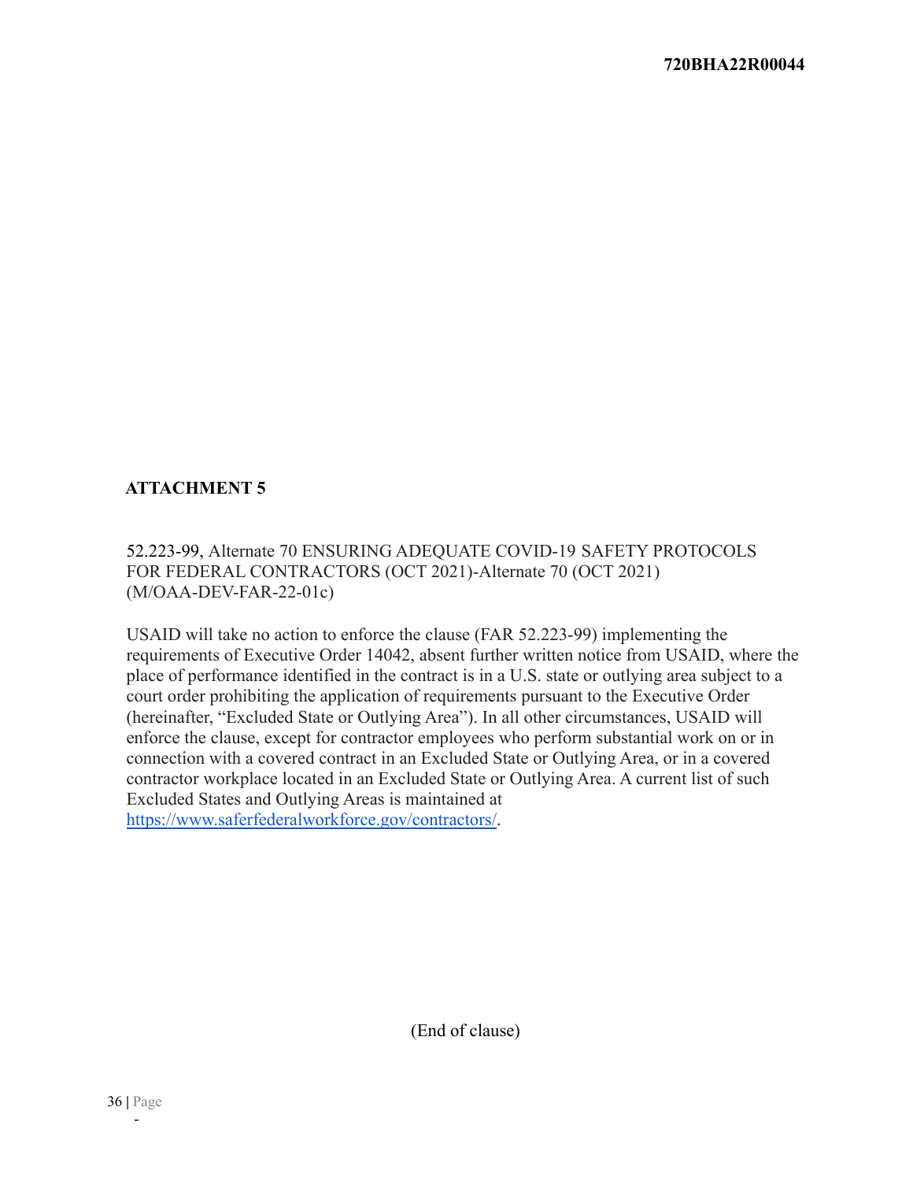## ATTACHMENT 5

52.223-99, Alternate 70 ENSURING ADEQUATE COVID-19 SAFETY PROTOCOLS FOR FEDERAL CONTRACTORS (OCT 2021)-Alternate 70 (OCT 2021) (M/OAA-DEV-FAR-22-01c)

USAID will take no action to enforce the clause (FAR 52.223-99) implementing the requirements of Executive Order 14042, absent further written notice from USAID, where the place of performance identified in the contract is in a U.S. state or outlying area subject to a court order prohibiting the application of requirements pursuant to the Executive Order (hereinafter, "Excluded State or Outlying Area"). In all other circumstances, USAID will enforce the clause, except for contractor employees who perform substantial work on or in connection with a covered contract in an Excluded State or Outlying Area, or in a covered contractor workplace located in an Excluded State or Outlying Area. A current list of such Excluded States and Outlying Areas is maintained at https://www.saferfederalworkforce.gov/contractors/.

(End of clause)